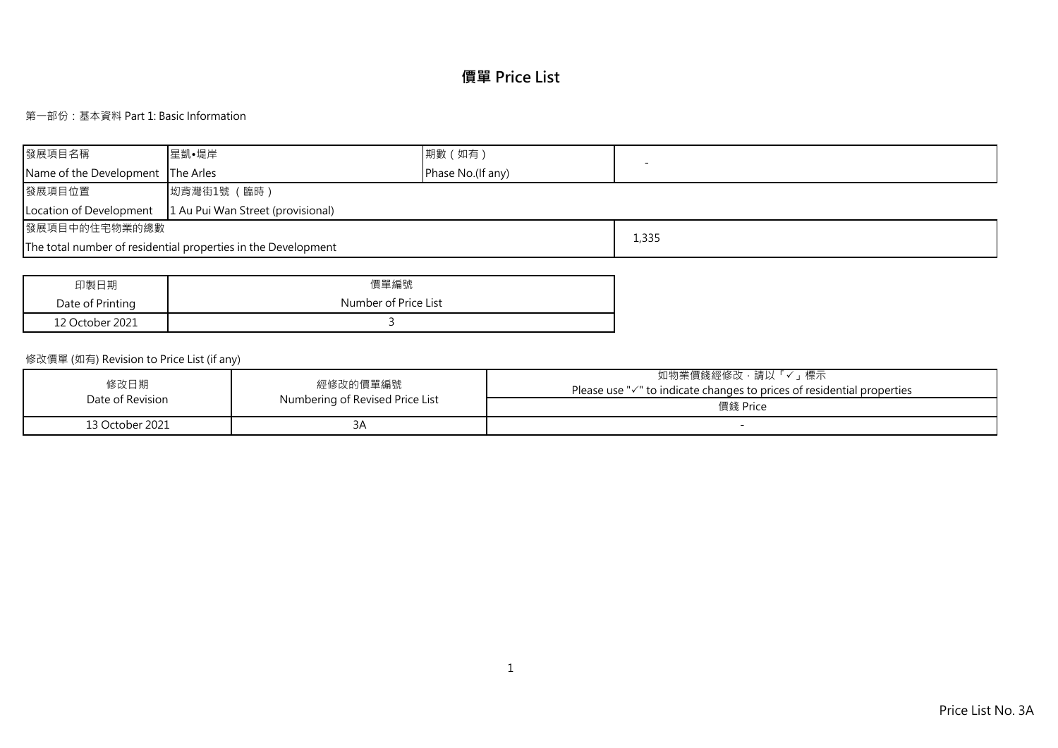# 價單 Price List

第一部份：基本資料 Part 1: Basic Information

| 發展項目名稱<br>Name of the Development | 星凱•堤岸<br>The Arles | 期數（如有）<br>Phase No.(If any) | - |
|---|---|---|---|
| 發展項目位置<br>Location of Development | 坳背灣街1號（臨時）<br>1 Au Pui Wan Street (provisional) | | |
| 發展項目中的住宅物業的總數<br>The total number of residential properties in the Development | | | 1,335 |

| 印製日期<br>Date of Printing | 價單編號<br>Number of Price List |
|---|---|
| 12 October 2021 | 3 |

修改價單 (如有) Revision to Price List (if any)

| 修改日期<br>Date of Revision | 經修改的價單編號<br>Numbering of Revised Price List | 如物業價錢經修改，請以「✓」標示<br>Please use "✓" to indicate changes to prices of residential properties |
|---|---|---|
| | | 價錢 Price |
| 13 October 2021 | 3A | - |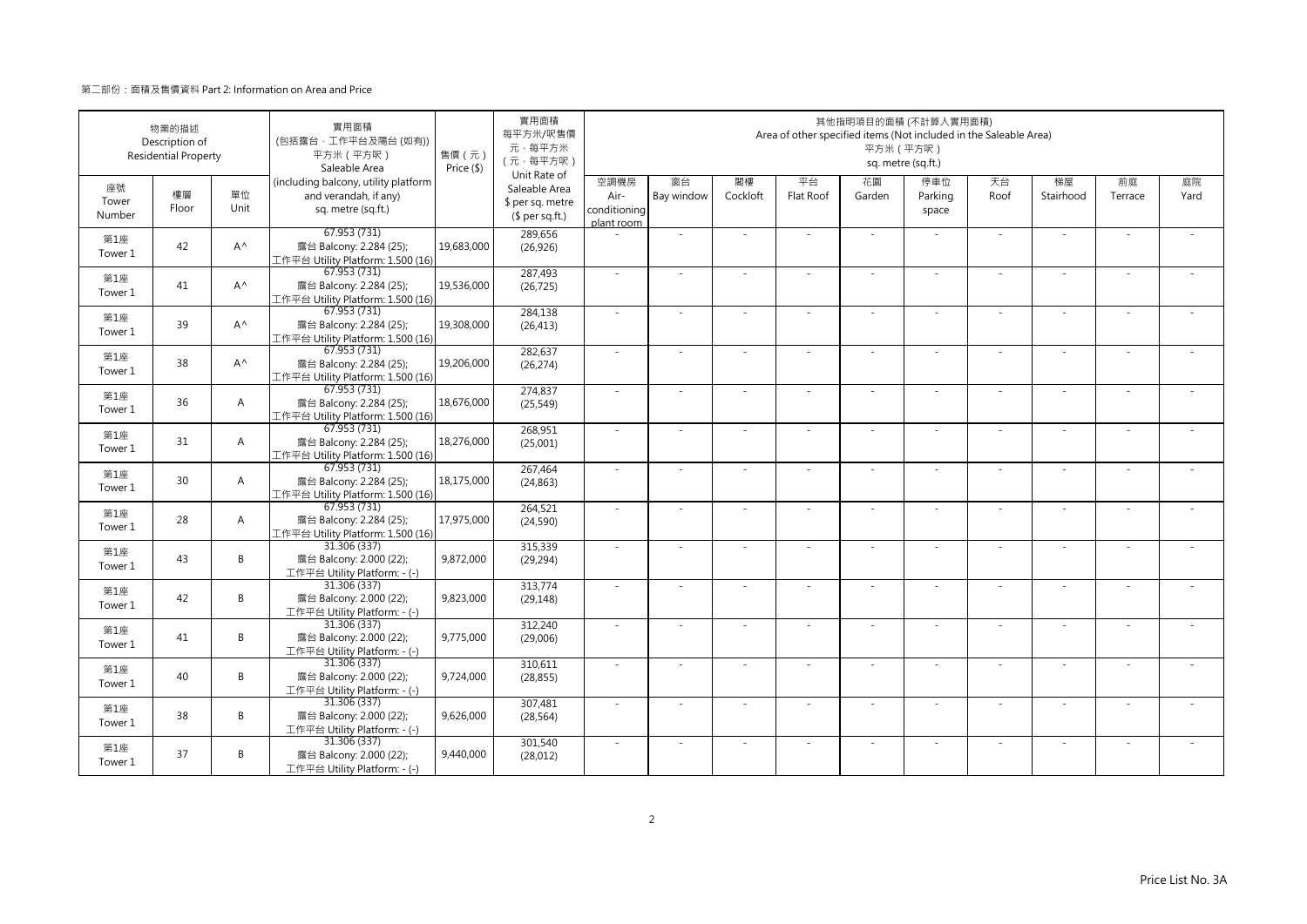第二部份：面積及售價資料 Part 2: Information on Area and Price

| 物業的描述 Description of Residential Property | | | 實用面積 (包括露台，工作平台及陽台 (如有)) 平方米（平方呎） Saleable Area (including balcony, utility platform and verandah, if any) sq. metre (sq.ft.) | 售價（元） Price ($) | 實用面積 每平方米/呎售價 元，每平方米 (元，每平方呎) Unit Rate of Saleable Area $ per sq. metre ($ per sq.ft.) | 其他指明項目的面積 (不計算入實用面積) Area of other specified items (Not included in the Saleable Area) 平方米（平方呎） sq. metre (sq.ft.) | | | | | | | | | |
|---|---|---|---|---|---|---|---|---|---|---|---|---|---|---|---|
| 座號 Tower Number | 樓層 Floor | 單位 Unit | | | | 空調機房 Air-conditioning plant room | 窗台 Bay window | 閣樓 Cockloft | 平台 Flat Roof | 花園 Garden | 停車位 Parking space | 天台 Roof | 梯屋 Stairhood | 前庭 Terrace | 庭院 Yard |
| 第1座 Tower 1 | 42 | A^ | 67.953 (731) 露台 Balcony: 2.284 (25); 工作平台 Utility Platform: 1.500 (16) | 19,683,000 | 289,656 (26,926) | - | - | - | - | - | - | - | - | - | - |
| 第1座 Tower 1 | 41 | A^ | 67.953 (731) 露台 Balcony: 2.284 (25); 工作平台 Utility Platform: 1.500 (16) | 19,536,000 | 287,493 (26,725) | - | - | - | - | - | - | - | - | - | - |
| 第1座 Tower 1 | 39 | A^ | 67.953 (731) 露台 Balcony: 2.284 (25); 工作平台 Utility Platform: 1.500 (16) | 19,308,000 | 284,138 (26,413) | - | - | - | - | - | - | - | - | - | - |
| 第1座 Tower 1 | 38 | A^ | 67.953 (731) 露台 Balcony: 2.284 (25); 工作平台 Utility Platform: 1.500 (16) | 19,206,000 | 282,637 (26,274) | - | - | - | - | - | - | - | - | - | - |
| 第1座 Tower 1 | 36 | A | 67.953 (731) 露台 Balcony: 2.284 (25); 工作平台 Utility Platform: 1.500 (16) | 18,676,000 | 274,837 (25,549) | - | - | - | - | - | - | - | - | - | - |
| 第1座 Tower 1 | 31 | A | 67.953 (731) 露台 Balcony: 2.284 (25); 工作平台 Utility Platform: 1.500 (16) | 18,276,000 | 268,951 (25,001) | - | - | - | - | - | - | - | - | - | - |
| 第1座 Tower 1 | 30 | A | 67.953 (731) 露台 Balcony: 2.284 (25); 工作平台 Utility Platform: 1.500 (16) | 18,175,000 | 267,464 (24,863) | - | - | - | - | - | - | - | - | - | - |
| 第1座 Tower 1 | 28 | A | 67.953 (731) 露台 Balcony: 2.284 (25); 工作平台 Utility Platform: 1.500 (16) | 17,975,000 | 264,521 (24,590) | - | - | - | - | - | - | - | - | - | - |
| 第1座 Tower 1 | 43 | B | 31.306 (337) 露台 Balcony: 2.000 (22); 工作平台 Utility Platform: - (-) | 9,872,000 | 315,339 (29,294) | - | - | - | - | - | - | - | - | - | - |
| 第1座 Tower 1 | 42 | B | 31.306 (337) 露台 Balcony: 2.000 (22); 工作平台 Utility Platform: - (-) | 9,823,000 | 313,774 (29,148) | - | - | - | - | - | - | - | - | - | - |
| 第1座 Tower 1 | 41 | B | 31.306 (337) 露台 Balcony: 2.000 (22); 工作平台 Utility Platform: - (-) | 9,775,000 | 312,240 (29,006) | - | - | - | - | - | - | - | - | - | - |
| 第1座 Tower 1 | 40 | B | 31.306 (337) 露台 Balcony: 2.000 (22); 工作平台 Utility Platform: - (-) | 9,724,000 | 310,611 (28,855) | - | - | - | - | - | - | - | - | - | - |
| 第1座 Tower 1 | 38 | B | 31.306 (337) 露台 Balcony: 2.000 (22); 工作平台 Utility Platform: - (-) | 9,626,000 | 307,481 (28,564) | - | - | - | - | - | - | - | - | - | - |
| 第1座 Tower 1 | 37 | B | 31.306 (337) 露台 Balcony: 2.000 (22); 工作平台 Utility Platform: - (-) | 9,440,000 | 301,540 (28,012) | - | - | - | - | - | - | - | - | - | - |

Price List No. 3A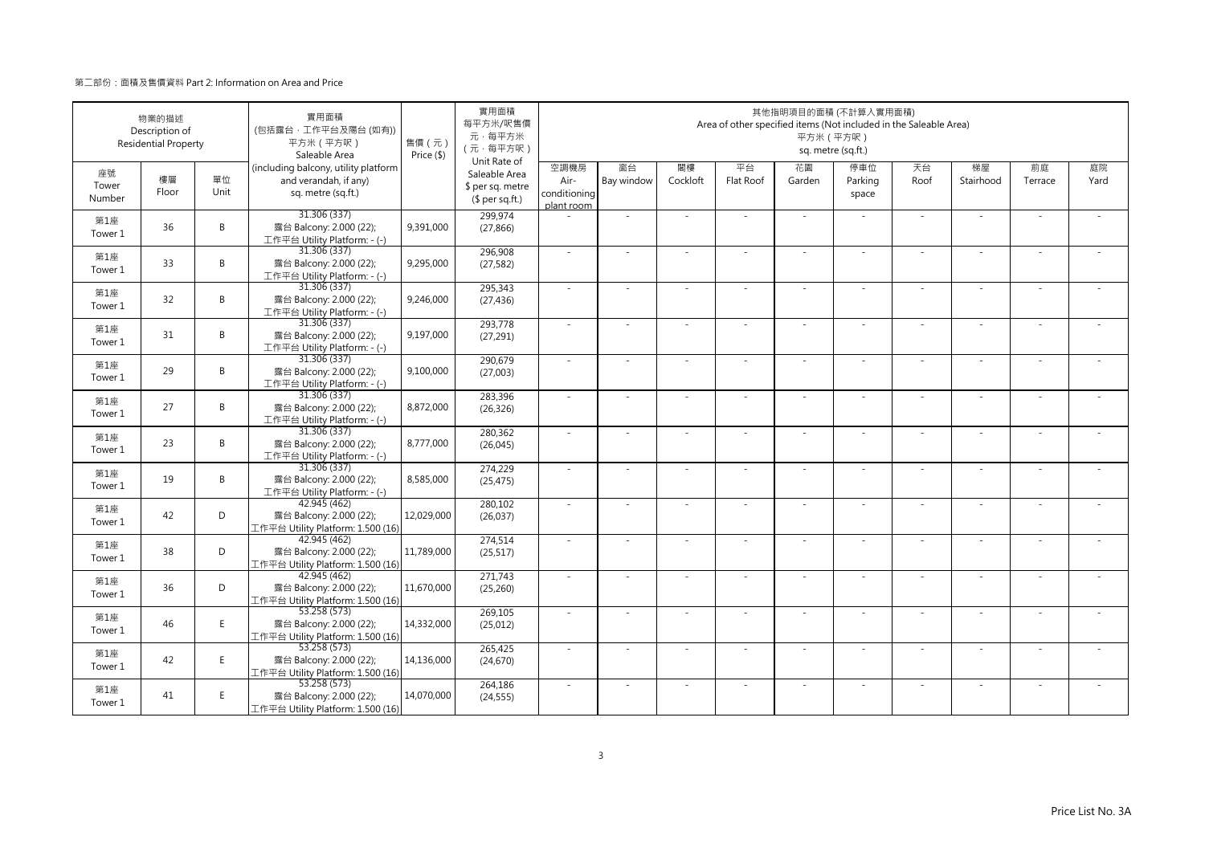第二部份：面積及售價資料 Part 2: Information on Area and Price

| 物業的描述 Description of Residential Property | | | 實用面積 (包括露台，工作平台及陽台 (如有)) 平方米（平方呎） Saleable Area (including balcony, utility platform and verandah, if any) sq. metre (sq.ft.) | 售價（元） Price ($) | 實用面積 每平方米/呎售價 元，每平方米 （元，每平方呎） Unit Rate of Saleable Area $ per sq. metre ($ per sq.ft.) | 其他指明項目的面積 (不計算入實用面積) Area of other specified items (Not included in the Saleable Area) 平方米（平方呎） sq. metre (sq.ft.) | | | | | | | | | |
|---|---|---|---|---|---|---|---|---|---|---|---|---|---|---|---|
| 座號 Tower Number | 樓層 Floor | 單位 Unit | | | | 空調機房 Air-conditioning plant room | 窗台 Bay window | 閣樓 Cockloft | 平台 Flat Roof | 花園 Garden | 停車位 Parking space | 天台 Roof | 梯屋 Stairhood | 前庭 Terrace | 庭院 Yard |
| 第1座 Tower 1 | 36 | B | 31.306 (337) 露台 Balcony: 2.000 (22); 工作平台 Utility Platform: - (-) | 9,391,000 | 299,974 (27,866) | - | - | - | - | - | - | - | - | - | - |
| 第1座 Tower 1 | 33 | B | 31.306 (337) 露台 Balcony: 2.000 (22); 工作平台 Utility Platform: - (-) | 9,295,000 | 296,908 (27,582) | - | - | - | - | - | - | - | - | - | - |
| 第1座 Tower 1 | 32 | B | 31.306 (337) 露台 Balcony: 2.000 (22); 工作平台 Utility Platform: - (-) | 9,246,000 | 295,343 (27,436) | - | - | - | - | - | - | - | - | - | - |
| 第1座 Tower 1 | 31 | B | 31.306 (337) 露台 Balcony: 2.000 (22); 工作平台 Utility Platform: - (-) | 9,197,000 | 293,778 (27,291) | - | - | - | - | - | - | - | - | - | - |
| 第1座 Tower 1 | 29 | B | 31.306 (337) 露台 Balcony: 2.000 (22); 工作平台 Utility Platform: - (-) | 9,100,000 | 290,679 (27,003) | - | - | - | - | - | - | - | - | - | - |
| 第1座 Tower 1 | 27 | B | 31.306 (337) 露台 Balcony: 2.000 (22); 工作平台 Utility Platform: - (-) | 8,872,000 | 283,396 (26,326) | - | - | - | - | - | - | - | - | - | - |
| 第1座 Tower 1 | 23 | B | 31.306 (337) 露台 Balcony: 2.000 (22); 工作平台 Utility Platform: - (-) | 8,777,000 | 280,362 (26,045) | - | - | - | - | - | - | - | - | - | - |
| 第1座 Tower 1 | 19 | B | 31.306 (337) 露台 Balcony: 2.000 (22); 工作平台 Utility Platform: - (-) | 8,585,000 | 274,229 (25,475) | - | - | - | - | - | - | - | - | - | - |
| 第1座 Tower 1 | 42 | D | 42.945 (462) 露台 Balcony: 2.000 (22); 工作平台 Utility Platform: 1.500 (16) | 12,029,000 | 280,102 (26,037) | - | - | - | - | - | - | - | - | - | - |
| 第1座 Tower 1 | 38 | D | 42.945 (462) 露台 Balcony: 2.000 (22); 工作平台 Utility Platform: 1.500 (16) | 11,789,000 | 274,514 (25,517) | - | - | - | - | - | - | - | - | - | - |
| 第1座 Tower 1 | 36 | D | 42.945 (462) 露台 Balcony: 2.000 (22); 工作平台 Utility Platform: 1.500 (16) | 11,670,000 | 271,743 (25,260) | - | - | - | - | - | - | - | - | - | - |
| 第1座 Tower 1 | 46 | E | 53.258 (573) 露台 Balcony: 2.000 (22); 工作平台 Utility Platform: 1.500 (16) | 14,332,000 | 269,105 (25,012) | - | - | - | - | - | - | - | - | - | - |
| 第1座 Tower 1 | 42 | E | 53.258 (573) 露台 Balcony: 2.000 (22); 工作平台 Utility Platform: 1.500 (16) | 14,136,000 | 265,425 (24,670) | - | - | - | - | - | - | - | - | - | - |
| 第1座 Tower 1 | 41 | E | 53.258 (573) 露台 Balcony: 2.000 (22); 工作平台 Utility Platform: 1.500 (16) | 14,070,000 | 264,186 (24,555) | - | - | - | - | - | - | - | - | - | - |

Price List No. 3A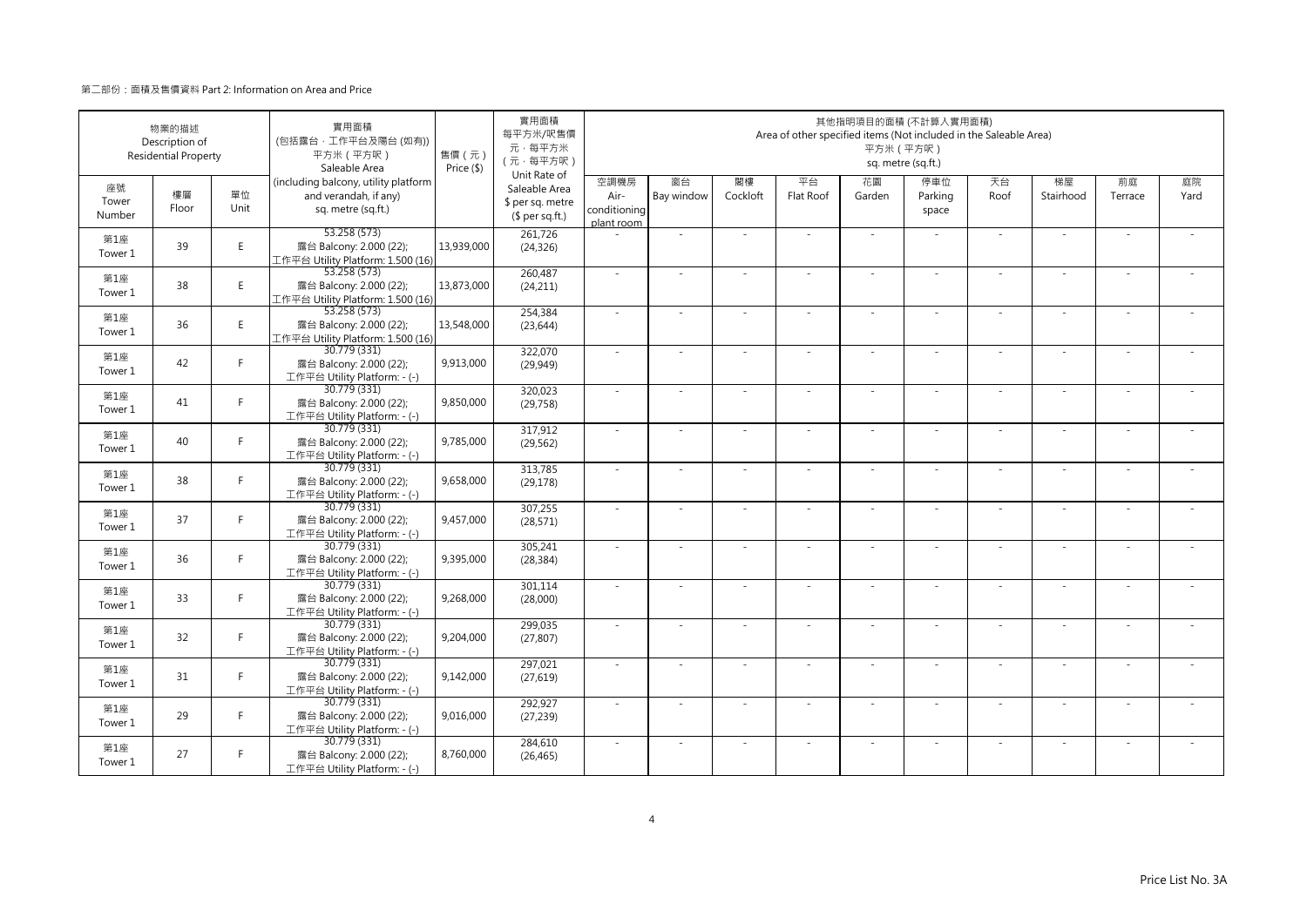第二部份：面積及售價資料 Part 2: Information on Area and Price

| 物業的描述 Description of Residential Property | | | 實用面積 (包括露台，工作平台及陽台 (如有)) 平方米（平方呎） Saleable Area (including balcony, utility platform and verandah, if any) sq. metre (sq.ft.) | 售價（元） Price ($) | 實用面積 每平方米/呎售價 元，每平方米 (元，每平方呎) Unit Rate of Saleable Area $ per sq. metre ($ per sq.ft.) | 其他指明項目的面積 (不計算入實用面積) Area of other specified items (Not included in the Saleable Area) 平方米（平方呎） sq. metre (sq.ft.) | | | | | | | | | |
|---|---|---|---|---|---|---|---|---|---|---|---|---|---|---|---|
| 座號 Tower Number | 樓層 Floor | 單位 Unit | | | | 空調機房 Air-conditioning plant room | 窗台 Bay window | 閣樓 Cockloft | 平台 Flat Roof | 花園 Garden | 停車位 Parking space | 天台 Roof | 梯屋 Stairhood | 前庭 Terrace | 庭院 Yard |
| 第1座 Tower 1 | 39 | E | 53.258 (573) 露台 Balcony: 2.000 (22); 工作平台 Utility Platform: 1.500 (16) | 13,939,000 | 261,726 (24,326) | - | - | - | - | - | - | - | - | - | - |
| 第1座 Tower 1 | 38 | E | 53.258 (573) 露台 Balcony: 2.000 (22); 工作平台 Utility Platform: 1.500 (16) | 13,873,000 | 260,487 (24,211) | - | - | - | - | - | - | - | - | - | - |
| 第1座 Tower 1 | 36 | E | 53.258 (573) 露台 Balcony: 2.000 (22); 工作平台 Utility Platform: 1.500 (16) | 13,548,000 | 254,384 (23,644) | - | - | - | - | - | - | - | - | - | - |
| 第1座 Tower 1 | 42 | F | 30.779 (331) 露台 Balcony: 2.000 (22); 工作平台 Utility Platform: - (-) | 9,913,000 | 322,070 (29,949) | - | - | - | - | - | - | - | - | - | - |
| 第1座 Tower 1 | 41 | F | 30.779 (331) 露台 Balcony: 2.000 (22); 工作平台 Utility Platform: - (-) | 9,850,000 | 320,023 (29,758) | - | - | - | - | - | - | - | - | - | - |
| 第1座 Tower 1 | 40 | F | 30.779 (331) 露台 Balcony: 2.000 (22); 工作平台 Utility Platform: - (-) | 9,785,000 | 317,912 (29,562) | - | - | - | - | - | - | - | - | - | - |
| 第1座 Tower 1 | 38 | F | 30.779 (331) 露台 Balcony: 2.000 (22); 工作平台 Utility Platform: - (-) | 9,658,000 | 313,785 (29,178) | - | - | - | - | - | - | - | - | - | - |
| 第1座 Tower 1 | 37 | F | 30.779 (331) 露台 Balcony: 2.000 (22); 工作平台 Utility Platform: - (-) | 9,457,000 | 307,255 (28,571) | - | - | - | - | - | - | - | - | - | - |
| 第1座 Tower 1 | 36 | F | 30.779 (331) 露台 Balcony: 2.000 (22); 工作平台 Utility Platform: - (-) | 9,395,000 | 305,241 (28,384) | - | - | - | - | - | - | - | - | - | - |
| 第1座 Tower 1 | 33 | F | 30.779 (331) 露台 Balcony: 2.000 (22); 工作平台 Utility Platform: - (-) | 9,268,000 | 301,114 (28,000) | - | - | - | - | - | - | - | - | - | - |
| 第1座 Tower 1 | 32 | F | 30.779 (331) 露台 Balcony: 2.000 (22); 工作平台 Utility Platform: - (-) | 9,204,000 | 299,035 (27,807) | - | - | - | - | - | - | - | - | - | - |
| 第1座 Tower 1 | 31 | F | 30.779 (331) 露台 Balcony: 2.000 (22); 工作平台 Utility Platform: - (-) | 9,142,000 | 297,021 (27,619) | - | - | - | - | - | - | - | - | - | - |
| 第1座 Tower 1 | 29 | F | 30.779 (331) 露台 Balcony: 2.000 (22); 工作平台 Utility Platform: - (-) | 9,016,000 | 292,927 (27,239) | - | - | - | - | - | - | - | - | - | - |
| 第1座 Tower 1 | 27 | F | 30.779 (331) 露台 Balcony: 2.000 (22); 工作平台 Utility Platform: - (-) | 8,760,000 | 284,610 (26,465) | - | - | - | - | - | - | - | - | - | - |

Price List No. 3A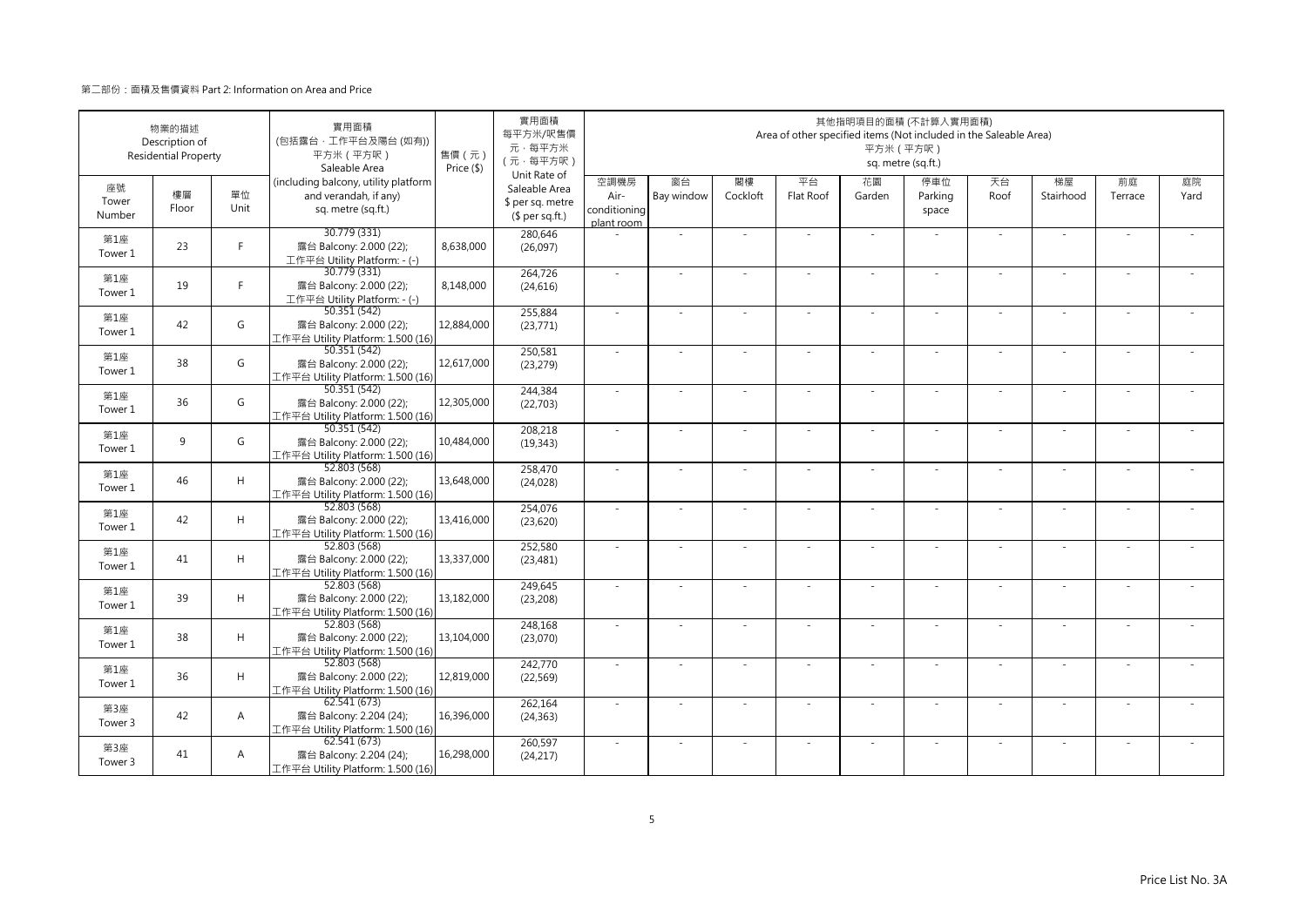第二部份：面積及售價資料 Part 2: Information on Area and Price

| 物業的描述 Description of Residential Property | | | 實用面積 (包括露台，工作平台及陽台 (如有)) 平方米（平方呎） Saleable Area (including balcony, utility platform and verandah, if any) sq. metre (sq.ft.) | 售價（元） Price ($) | 實用面積 每平方米/呎售價 元，每平方米 （元，每平方呎） Unit Rate of Saleable Area $ per sq. metre ($ per sq.ft.) | 其他指明項目的面積 (不計算入實用面積) Area of other specified items (Not included in the Saleable Area) 平方米（平方呎） sq. metre (sq.ft.) | | | | | | | | | |
|---|---|---|---|---|---|---|---|---|---|---|---|---|---|---|---|
| 座號 Tower Number | 樓層 Floor | 單位 Unit | | | | 空調機房 Air-conditioning plant room | 窗台 Bay window | 閣樓 Cockloft | 平台 Flat Roof | 花園 Garden | 停車位 Parking space | 天台 Roof | 梯屋 Stairhood | 前庭 Terrace | 庭院 Yard |
| 第1座 Tower 1 | 23 | F | 30.779 (331) 露台 Balcony: 2.000 (22); 工作平台 Utility Platform: - (-) | 8,638,000 | 280,646 (26,097) | - | - | - | - | - | - | - | - | - | - |
| 第1座 Tower 1 | 19 | F | 30.779 (331) 露台 Balcony: 2.000 (22); 工作平台 Utility Platform: - (-) | 8,148,000 | 264,726 (24,616) | - | - | - | - | - | - | - | - | - | - |
| 第1座 Tower 1 | 42 | G | 50.351 (542) 露台 Balcony: 2.000 (22); 工作平台 Utility Platform: 1.500 (16) | 12,884,000 | 255,884 (23,771) | - | - | - | - | - | - | - | - | - | - |
| 第1座 Tower 1 | 38 | G | 50.351 (542) 露台 Balcony: 2.000 (22); 工作平台 Utility Platform: 1.500 (16) | 12,617,000 | 250,581 (23,279) | - | - | - | - | - | - | - | - | - | - |
| 第1座 Tower 1 | 36 | G | 50.351 (542) 露台 Balcony: 2.000 (22); 工作平台 Utility Platform: 1.500 (16) | 12,305,000 | 244,384 (22,703) | - | - | - | - | - | - | - | - | - | - |
| 第1座 Tower 1 | 9 | G | 50.351 (542) 露台 Balcony: 2.000 (22); 工作平台 Utility Platform: 1.500 (16) | 10,484,000 | 208,218 (19,343) | - | - | - | - | - | - | - | - | - | - |
| 第1座 Tower 1 | 46 | H | 52.803 (568) 露台 Balcony: 2.000 (22); 工作平台 Utility Platform: 1.500 (16) | 13,648,000 | 258,470 (24,028) | - | - | - | - | - | - | - | - | - | - |
| 第1座 Tower 1 | 42 | H | 52.803 (568) 露台 Balcony: 2.000 (22); 工作平台 Utility Platform: 1.500 (16) | 13,416,000 | 254,076 (23,620) | - | - | - | - | - | - | - | - | - | - |
| 第1座 Tower 1 | 41 | H | 52.803 (568) 露台 Balcony: 2.000 (22); 工作平台 Utility Platform: 1.500 (16) | 13,337,000 | 252,580 (23,481) | - | - | - | - | - | - | - | - | - | - |
| 第1座 Tower 1 | 39 | H | 52.803 (568) 露台 Balcony: 2.000 (22); 工作平台 Utility Platform: 1.500 (16) | 13,182,000 | 249,645 (23,208) | - | - | - | - | - | - | - | - | - | - |
| 第1座 Tower 1 | 38 | H | 52.803 (568) 露台 Balcony: 2.000 (22); 工作平台 Utility Platform: 1.500 (16) | 13,104,000 | 248,168 (23,070) | - | - | - | - | - | - | - | - | - | - |
| 第1座 Tower 1 | 36 | H | 52.803 (568) 露台 Balcony: 2.000 (22); 工作平台 Utility Platform: 1.500 (16) | 12,819,000 | 242,770 (22,569) | - | - | - | - | - | - | - | - | - | - |
| 第3座 Tower 3 | 42 | A | 62.541 (673) 露台 Balcony: 2.204 (24); 工作平台 Utility Platform: 1.500 (16) | 16,396,000 | 262,164 (24,363) | - | - | - | - | - | - | - | - | - | - |
| 第3座 Tower 3 | 41 | A | 62.541 (673) 露台 Balcony: 2.204 (24); 工作平台 Utility Platform: 1.500 (16) | 16,298,000 | 260,597 (24,217) | - | - | - | - | - | - | - | - | - | - |

Price List No. 3A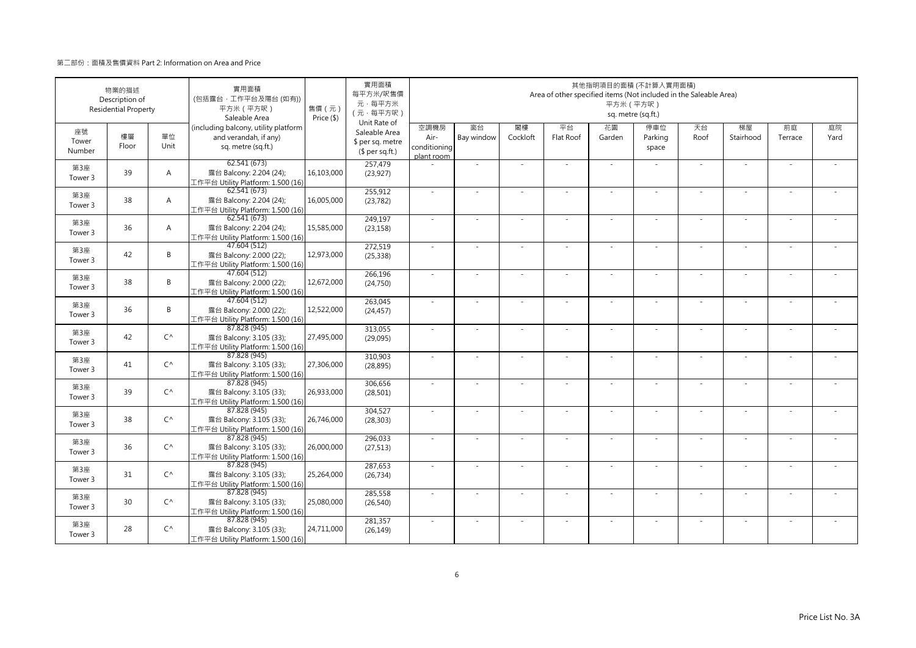第二部份：面積及售價資料 Part 2: Information on Area and Price

| 物業的描述 Description of Residential Property | | | 實用面積 (包括露台，工作平台及陽台 (如有)) 平方米（平方呎） Saleable Area (including balcony, utility platform and verandah, if any) sq. metre (sq.ft.) | 售價（元） Price ($) | 實用面積 每平方米/呎售價 元，每平方米 (元，每平方呎) Unit Rate of Saleable Area $ per sq. metre ($ per sq.ft.) | 其他指明項目的面積 (不計算入實用面積) Area of other specified items (Not included in the Saleable Area) 平方米（平方呎） sq. metre (sq.ft.) | | | | | | | | | |
|---|---|---|---|---|---|---|---|---|---|---|---|---|---|---|---|
| 座號 Tower Number | 樓層 Floor | 單位 Unit | | | | 空調機房 Air-conditioning plant room | 窗台 Bay window | 閣樓 Cockloft | 平台 Flat Roof | 花園 Garden | 停車位 Parking space | 天台 Roof | 梯屋 Stairhood | 前庭 Terrace | 庭院 Yard |
| 第3座 Tower 3 | 39 | A | 62.541 (673) 露台 Balcony: 2.204 (24); 工作平台 Utility Platform: 1.500 (16) | 16,103,000 | 257,479 (23,927) | - | - | - | - | - | - | - | - | - | - |
| 第3座 Tower 3 | 38 | A | 62.541 (673) 露台 Balcony: 2.204 (24); 工作平台 Utility Platform: 1.500 (16) | 16,005,000 | 255,912 (23,782) | - | - | - | - | - | - | - | - | - | - |
| 第3座 Tower 3 | 36 | A | 62.541 (673) 露台 Balcony: 2.204 (24); 工作平台 Utility Platform: 1.500 (16) | 15,585,000 | 249,197 (23,158) | - | - | - | - | - | - | - | - | - | - |
| 第3座 Tower 3 | 42 | B | 47.604 (512) 露台 Balcony: 2.000 (22); 工作平台 Utility Platform: 1.500 (16) | 12,973,000 | 272,519 (25,338) | - | - | - | - | - | - | - | - | - | - |
| 第3座 Tower 3 | 38 | B | 47.604 (512) 露台 Balcony: 2.000 (22); 工作平台 Utility Platform: 1.500 (16) | 12,672,000 | 266,196 (24,750) | - | - | - | - | - | - | - | - | - | - |
| 第3座 Tower 3 | 36 | B | 47.604 (512) 露台 Balcony: 2.000 (22); 工作平台 Utility Platform: 1.500 (16) | 12,522,000 | 263,045 (24,457) | - | - | - | - | - | - | - | - | - | - |
| 第3座 Tower 3 | 42 | C^ | 87.828 (945) 露台 Balcony: 3.105 (33); 工作平台 Utility Platform: 1.500 (16) | 27,495,000 | 313,055 (29,095) | - | - | - | - | - | - | - | - | - | - |
| 第3座 Tower 3 | 41 | C^ | 87.828 (945) 露台 Balcony: 3.105 (33); 工作平台 Utility Platform: 1.500 (16) | 27,306,000 | 310,903 (28,895) | - | - | - | - | - | - | - | - | - | - |
| 第3座 Tower 3 | 39 | C^ | 87.828 (945) 露台 Balcony: 3.105 (33); 工作平台 Utility Platform: 1.500 (16) | 26,933,000 | 306,656 (28,501) | - | - | - | - | - | - | - | - | - | - |
| 第3座 Tower 3 | 38 | C^ | 87.828 (945) 露台 Balcony: 3.105 (33); 工作平台 Utility Platform: 1.500 (16) | 26,746,000 | 304,527 (28,303) | - | - | - | - | - | - | - | - | - | - |
| 第3座 Tower 3 | 36 | C^ | 87.828 (945) 露台 Balcony: 3.105 (33); 工作平台 Utility Platform: 1.500 (16) | 26,000,000 | 296,033 (27,513) | - | - | - | - | - | - | - | - | - | - |
| 第3座 Tower 3 | 31 | C^ | 87.828 (945) 露台 Balcony: 3.105 (33); 工作平台 Utility Platform: 1.500 (16) | 25,264,000 | 287,653 (26,734) | - | - | - | - | - | - | - | - | - | - |
| 第3座 Tower 3 | 30 | C^ | 87.828 (945) 露台 Balcony: 3.105 (33); 工作平台 Utility Platform: 1.500 (16) | 25,080,000 | 285,558 (26,540) | - | - | - | - | - | - | - | - | - | - |
| 第3座 Tower 3 | 28 | C^ | 87.828 (945) 露台 Balcony: 3.105 (33); 工作平台 Utility Platform: 1.500 (16) | 24,711,000 | 281,357 (26,149) | - | - | - | - | - | - | - | - | - | - |

Price List No. 3A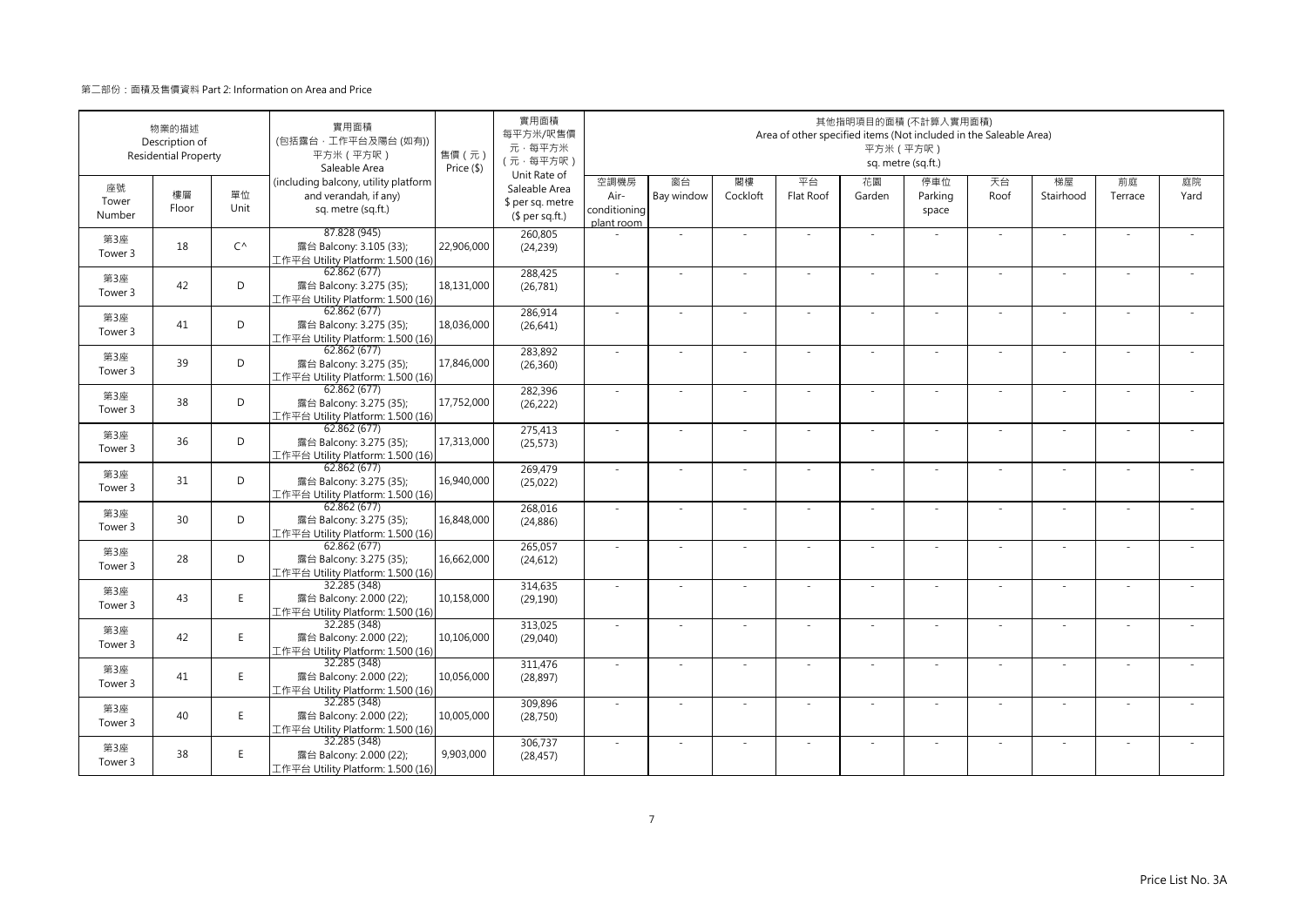第二部份：面積及售價資料 Part 2: Information on Area and Price

| 物業的描述 Description of Residential Property | | | 實用面積 (包括露台，工作平台及陽台 (如有)) 平方米（平方呎） Saleable Area (including balcony, utility platform and verandah, if any) sq. metre (sq.ft.) | 售價（元） Price ($) | 實用面積 每平方米/呎售價 元，每平方米 (元，每平方呎) Unit Rate of Saleable Area $ per sq. metre ($ per sq.ft.) | 其他指明項目的面積 (不計算入實用面積) Area of other specified items (Not included in the Saleable Area) 平方米（平方呎） sq. metre (sq.ft.) | | | | | | | | | |
|---|---|---|---|---|---|---|---|---|---|---|---|---|---|---|---|
| 座號 Tower Number | 樓層 Floor | 單位 Unit | | | | 空調機房 Air-conditioning plant room | 窗台 Bay window | 閣樓 Cockloft | 平台 Flat Roof | 花園 Garden | 停車位 Parking space | 天台 Roof | 梯屋 Stairhood | 前庭 Terrace | 庭院 Yard |
| 第3座 Tower 3 | 18 | C^ | 87.828 (945) 露台 Balcony: 3.105 (33); 工作平台 Utility Platform: 1.500 (16) | 22,906,000 | 260,805 (24,239) | - | - | - | - | - | - | - | - | - | - |
| 第3座 Tower 3 | 42 | D | 62.862 (677) 露台 Balcony: 3.275 (35); 工作平台 Utility Platform: 1.500 (16) | 18,131,000 | 288,425 (26,781) | - | - | - | - | - | - | - | - | - | - |
| 第3座 Tower 3 | 41 | D | 62.862 (677) 露台 Balcony: 3.275 (35); 工作平台 Utility Platform: 1.500 (16) | 18,036,000 | 286,914 (26,641) | - | - | - | - | - | - | - | - | - | - |
| 第3座 Tower 3 | 39 | D | 62.862 (677) 露台 Balcony: 3.275 (35); 工作平台 Utility Platform: 1.500 (16) | 17,846,000 | 283,892 (26,360) | - | - | - | - | - | - | - | - | - | - |
| 第3座 Tower 3 | 38 | D | 62.862 (677) 露台 Balcony: 3.275 (35); 工作平台 Utility Platform: 1.500 (16) | 17,752,000 | 282,396 (26,222) | - | - | - | - | - | - | - | - | - | - |
| 第3座 Tower 3 | 36 | D | 62.862 (677) 露台 Balcony: 3.275 (35); 工作平台 Utility Platform: 1.500 (16) | 17,313,000 | 275,413 (25,573) | - | - | - | - | - | - | - | - | - | - |
| 第3座 Tower 3 | 31 | D | 62.862 (677) 露台 Balcony: 3.275 (35); 工作平台 Utility Platform: 1.500 (16) | 16,940,000 | 269,479 (25,022) | - | - | - | - | - | - | - | - | - | - |
| 第3座 Tower 3 | 30 | D | 62.862 (677) 露台 Balcony: 3.275 (35); 工作平台 Utility Platform: 1.500 (16) | 16,848,000 | 268,016 (24,886) | - | - | - | - | - | - | - | - | - | - |
| 第3座 Tower 3 | 28 | D | 62.862 (677) 露台 Balcony: 3.275 (35); 工作平台 Utility Platform: 1.500 (16) | 16,662,000 | 265,057 (24,612) | - | - | - | - | - | - | - | - | - | - |
| 第3座 Tower 3 | 43 | E | 32.285 (348) 露台 Balcony: 2.000 (22); 工作平台 Utility Platform: 1.500 (16) | 10,158,000 | 314,635 (29,190) | - | - | - | - | - | - | - | - | - | - |
| 第3座 Tower 3 | 42 | E | 32.285 (348) 露台 Balcony: 2.000 (22); 工作平台 Utility Platform: 1.500 (16) | 10,106,000 | 313,025 (29,040) | - | - | - | - | - | - | - | - | - | - |
| 第3座 Tower 3 | 41 | E | 32.285 (348) 露台 Balcony: 2.000 (22); 工作平台 Utility Platform: 1.500 (16) | 10,056,000 | 311,476 (28,897) | - | - | - | - | - | - | - | - | - | - |
| 第3座 Tower 3 | 40 | E | 32.285 (348) 露台 Balcony: 2.000 (22); 工作平台 Utility Platform: 1.500 (16) | 10,005,000 | 309,896 (28,750) | - | - | - | - | - | - | - | - | - | - |
| 第3座 Tower 3 | 38 | E | 32.285 (348) 露台 Balcony: 2.000 (22); 工作平台 Utility Platform: 1.500 (16) | 9,903,000 | 306,737 (28,457) | - | - | - | - | - | - | - | - | - | - |

Price List No. 3A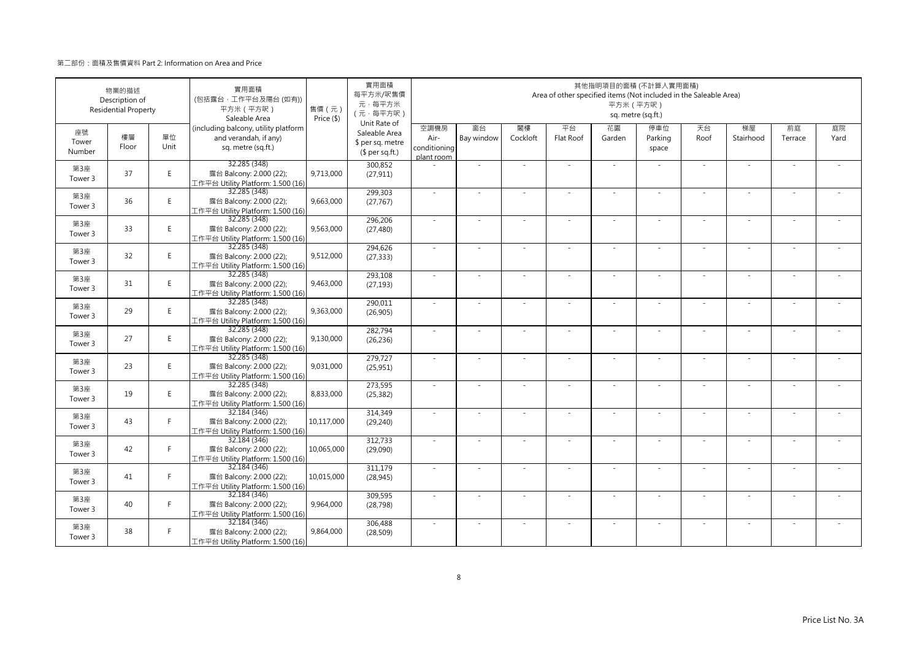第二部份：面積及售價資料 Part 2: Information on Area and Price

| 物業的描述 Description of Residential Property | | | 實用面積 (包括露台，工作平台及陽台 (如有)) 平方米（平方呎） Saleable Area (including balcony, utility platform and verandah, if any) sq. metre (sq.ft.) | 售價（元） Price ($) | 實用面積 每平方米/呎售價 元，每平方米 （元，每平方呎） Unit Rate of Saleable Area $ per sq. metre ($ per sq.ft.) | 其他指明項目的面積 (不計算入實用面積) Area of other specified items (Not included in the Saleable Area) 平方米（平方呎） sq. metre (sq.ft.) | | | | | | | | | |
|---|---|---|---|---|---|---|---|---|---|---|---|---|---|---|---|
| 座號 Tower Number | 樓層 Floor | 單位 Unit | | | | 空調機房 Air-conditioning plant room | 窗台 Bay window | 閣樓 Cockloft | 平台 Flat Roof | 花園 Garden | 停車位 Parking space | 天台 Roof | 梯屋 Stairhood | 前庭 Terrace | 庭院 Yard |
| 第3座 Tower 3 | 37 | E | 32.285 (348) 露台 Balcony: 2.000 (22); 工作平台 Utility Platform: 1.500 (16) | 9,713,000 | 300,852 (27,911) | - | - | - | - | - | - | - | - | - | - |
| 第3座 Tower 3 | 36 | E | 32.285 (348) 露台 Balcony: 2.000 (22); 工作平台 Utility Platform: 1.500 (16) | 9,663,000 | 299,303 (27,767) | - | - | - | - | - | - | - | - | - | - |
| 第3座 Tower 3 | 33 | E | 32.285 (348) 露台 Balcony: 2.000 (22); 工作平台 Utility Platform: 1.500 (16) | 9,563,000 | 296,206 (27,480) | - | - | - | - | - | - | - | - | - | - |
| 第3座 Tower 3 | 32 | E | 32.285 (348) 露台 Balcony: 2.000 (22); 工作平台 Utility Platform: 1.500 (16) | 9,512,000 | 294,626 (27,333) | - | - | - | - | - | - | - | - | - | - |
| 第3座 Tower 3 | 31 | E | 32.285 (348) 露台 Balcony: 2.000 (22); 工作平台 Utility Platform: 1.500 (16) | 9,463,000 | 293,108 (27,193) | - | - | - | - | - | - | - | - | - | - |
| 第3座 Tower 3 | 29 | E | 32.285 (348) 露台 Balcony: 2.000 (22); 工作平台 Utility Platform: 1.500 (16) | 9,363,000 | 290,011 (26,905) | - | - | - | - | - | - | - | - | - | - |
| 第3座 Tower 3 | 27 | E | 32.285 (348) 露台 Balcony: 2.000 (22); 工作平台 Utility Platform: 1.500 (16) | 9,130,000 | 282,794 (26,236) | - | - | - | - | - | - | - | - | - | - |
| 第3座 Tower 3 | 23 | E | 32.285 (348) 露台 Balcony: 2.000 (22); 工作平台 Utility Platform: 1.500 (16) | 9,031,000 | 279,727 (25,951) | - | - | - | - | - | - | - | - | - | - |
| 第3座 Tower 3 | 19 | E | 32.285 (348) 露台 Balcony: 2.000 (22); 工作平台 Utility Platform: 1.500 (16) | 8,833,000 | 273,595 (25,382) | - | - | - | - | - | - | - | - | - | - |
| 第3座 Tower 3 | 43 | F | 32.184 (346) 露台 Balcony: 2.000 (22); 工作平台 Utility Platform: 1.500 (16) | 10,117,000 | 314,349 (29,240) | - | - | - | - | - | - | - | - | - | - |
| 第3座 Tower 3 | 42 | F | 32.184 (346) 露台 Balcony: 2.000 (22); 工作平台 Utility Platform: 1.500 (16) | 10,065,000 | 312,733 (29,090) | - | - | - | - | - | - | - | - | - | - |
| 第3座 Tower 3 | 41 | F | 32.184 (346) 露台 Balcony: 2.000 (22); 工作平台 Utility Platform: 1.500 (16) | 10,015,000 | 311,179 (28,945) | - | - | - | - | - | - | - | - | - | - |
| 第3座 Tower 3 | 40 | F | 32.184 (346) 露台 Balcony: 2.000 (22); 工作平台 Utility Platform: 1.500 (16) | 9,964,000 | 309,595 (28,798) | - | - | - | - | - | - | - | - | - | - |
| 第3座 Tower 3 | 38 | F | 32.184 (346) 露台 Balcony: 2.000 (22); 工作平台 Utility Platform: 1.500 (16) | 9,864,000 | 306,488 (28,509) | - | - | - | - | - | - | - | - | - | - |

Price List No. 3A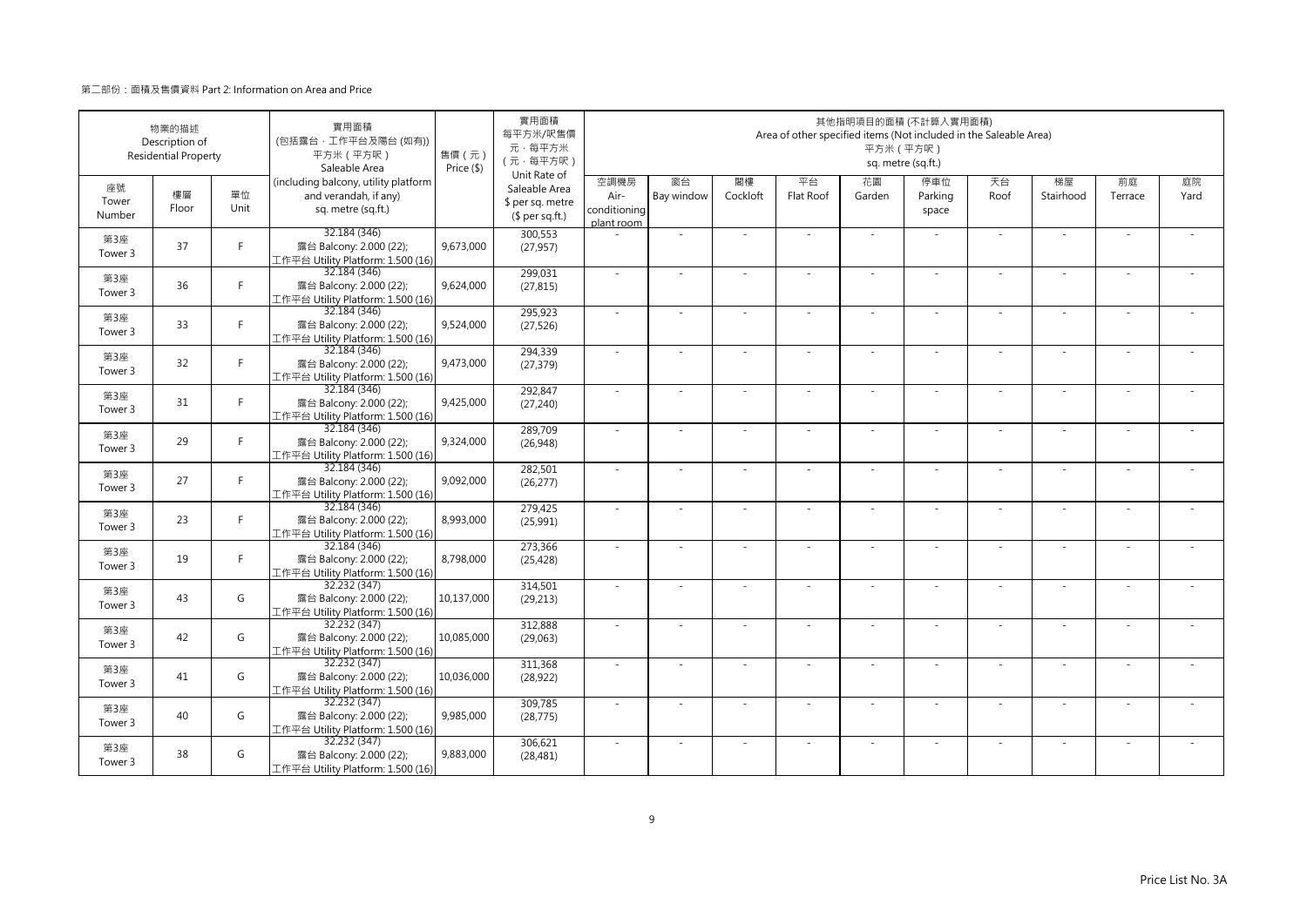第二部份：面積及售價資料 Part 2: Information on Area and Price

| 物業的描述 Description of Residential Property | | | 實用面積 (包括露台，工作平台及陽台 (如有)) 平方米（平方呎） Saleable Area (including balcony, utility platform and verandah, if any) sq. metre (sq.ft.) | 售價（元） Price ($) | 實用面積 每平方米/呎售價 元，每平方米 （元，每平方呎） Unit Rate of Saleable Area $ per sq. metre ($ per sq.ft.) | 其他指明項目的面積 (不計算入實用面積) Area of other specified items (Not included in the Saleable Area) 平方米（平方呎） sq. metre (sq.ft.) | | | | | | | | | |
|---|---|---|---|---|---|---|---|---|---|---|---|---|---|---|---|
| 座號 Tower Number | 樓層 Floor | 單位 Unit | | | | 空調機房 Air-conditioning plant room | 窗台 Bay window | 閣樓 Cockloft | 平台 Flat Roof | 花園 Garden | 停車位 Parking space | 天台 Roof | 梯屋 Stairhood | 前庭 Terrace | 庭院 Yard |
| 第3座 Tower 3 | 37 | F | 32.184 (346) 露台 Balcony: 2.000 (22); 工作平台 Utility Platform: 1.500 (16) | 9,673,000 | 300,553 (27,957) | - | - | - | - | - | - | - | - | - | - |
| 第3座 Tower 3 | 36 | F | 32.184 (346) 露台 Balcony: 2.000 (22); 工作平台 Utility Platform: 1.500 (16) | 9,624,000 | 299,031 (27,815) | - | - | - | - | - | - | - | - | - | - |
| 第3座 Tower 3 | 33 | F | 32.184 (346) 露台 Balcony: 2.000 (22); 工作平台 Utility Platform: 1.500 (16) | 9,524,000 | 295,923 (27,526) | - | - | - | - | - | - | - | - | - | - |
| 第3座 Tower 3 | 32 | F | 32.184 (346) 露台 Balcony: 2.000 (22); 工作平台 Utility Platform: 1.500 (16) | 9,473,000 | 294,339 (27,379) | - | - | - | - | - | - | - | - | - | - |
| 第3座 Tower 3 | 31 | F | 32.184 (346) 露台 Balcony: 2.000 (22); 工作平台 Utility Platform: 1.500 (16) | 9,425,000 | 292,847 (27,240) | - | - | - | - | - | - | - | - | - | - |
| 第3座 Tower 3 | 29 | F | 32.184 (346) 露台 Balcony: 2.000 (22); 工作平台 Utility Platform: 1.500 (16) | 9,324,000 | 289,709 (26,948) | - | - | - | - | - | - | - | - | - | - |
| 第3座 Tower 3 | 27 | F | 32.184 (346) 露台 Balcony: 2.000 (22); 工作平台 Utility Platform: 1.500 (16) | 9,092,000 | 282,501 (26,277) | - | - | - | - | - | - | - | - | - | - |
| 第3座 Tower 3 | 23 | F | 32.184 (346) 露台 Balcony: 2.000 (22); 工作平台 Utility Platform: 1.500 (16) | 8,993,000 | 279,425 (25,991) | - | - | - | - | - | - | - | - | - | - |
| 第3座 Tower 3 | 19 | F | 32.184 (346) 露台 Balcony: 2.000 (22); 工作平台 Utility Platform: 1.500 (16) | 8,798,000 | 273,366 (25,428) | - | - | - | - | - | - | - | - | - | - |
| 第3座 Tower 3 | 43 | G | 32.232 (347) 露台 Balcony: 2.000 (22); 工作平台 Utility Platform: 1.500 (16) | 10,137,000 | 314,501 (29,213) | - | - | - | - | - | - | - | - | - | - |
| 第3座 Tower 3 | 42 | G | 32.232 (347) 露台 Balcony: 2.000 (22); 工作平台 Utility Platform: 1.500 (16) | 10,085,000 | 312,888 (29,063) | - | - | - | - | - | - | - | - | - | - |
| 第3座 Tower 3 | 41 | G | 32.232 (347) 露台 Balcony: 2.000 (22); 工作平台 Utility Platform: 1.500 (16) | 10,036,000 | 311,368 (28,922) | - | - | - | - | - | - | - | - | - | - |
| 第3座 Tower 3 | 40 | G | 32.232 (347) 露台 Balcony: 2.000 (22); 工作平台 Utility Platform: 1.500 (16) | 9,985,000 | 309,785 (28,775) | - | - | - | - | - | - | - | - | - | - |
| 第3座 Tower 3 | 38 | G | 32.232 (347) 露台 Balcony: 2.000 (22); 工作平台 Utility Platform: 1.500 (16) | 9,883,000 | 306,621 (28,481) | - | - | - | - | - | - | - | - | - | - |

Price List No. 3A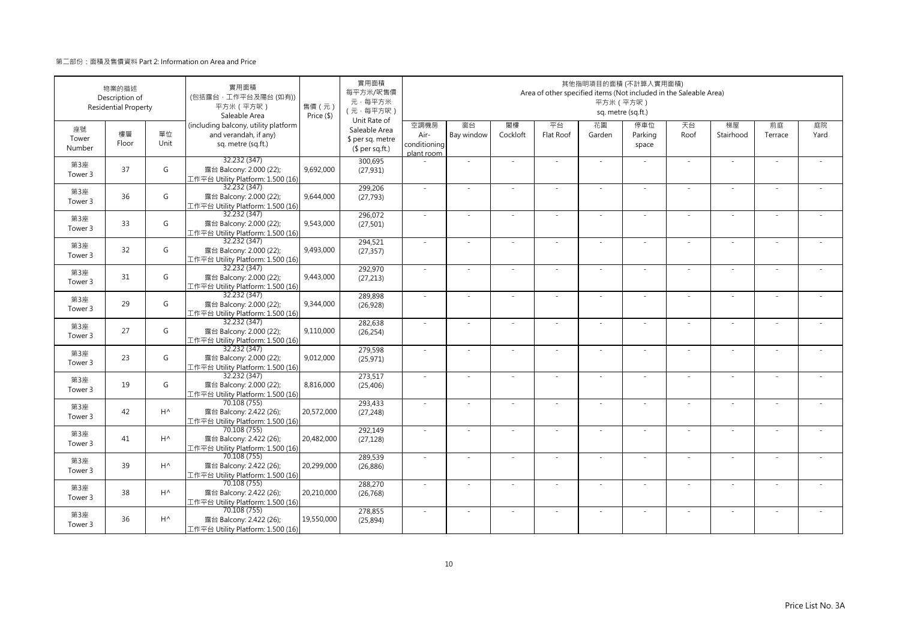第二部份：面積及售價資料 Part 2: Information on Area and Price

| 物業的描述 Description of Residential Property | | | 實用面積 (包括露台，工作平台及陽台 (如有)) 平方米（平方呎） Saleable Area (including balcony, utility platform and verandah, if any) sq. metre (sq.ft.) | 售價（元） Price ($) | 實用面積 每平方米/呎售價 元，每平方米 （元，每平方呎） Unit Rate of Saleable Area $ per sq. metre ($ per sq.ft.) | 其他指明項目的面積 (不計算入實用面積) Area of other specified items (Not included in the Saleable Area) 平方米（平方呎） sq. metre (sq.ft.) | | | | | | | | | |
|---|---|---|---|---|---|---|---|---|---|---|---|---|---|---|---|
| 座號 Tower Number | 樓層 Floor | 單位 Unit | | | | 空調機房 Air-conditioning plant room | 窗台 Bay window | 閣樓 Cockloft | 平台 Flat Roof | 花園 Garden | 停車位 Parking space | 天台 Roof | 梯屋 Stairhood | 前庭 Terrace | 庭院 Yard |
| 第3座 Tower 3 | 37 | G | 32.232 (347) 露台 Balcony: 2.000 (22); 工作平台 Utility Platform: 1.500 (16) | 9,692,000 | 300,695 (27,931) | - | - | - | - | - | - | - | - | - | - |
| 第3座 Tower 3 | 36 | G | 32.232 (347) 露台 Balcony: 2.000 (22); 工作平台 Utility Platform: 1.500 (16) | 9,644,000 | 299,206 (27,793) | - | - | - | - | - | - | - | - | - | - |
| 第3座 Tower 3 | 33 | G | 32.232 (347) 露台 Balcony: 2.000 (22); 工作平台 Utility Platform: 1.500 (16) | 9,543,000 | 296,072 (27,501) | - | - | - | - | - | - | - | - | - | - |
| 第3座 Tower 3 | 32 | G | 32.232 (347) 露台 Balcony: 2.000 (22); 工作平台 Utility Platform: 1.500 (16) | 9,493,000 | 294,521 (27,357) | - | - | - | - | - | - | - | - | - | - |
| 第3座 Tower 3 | 31 | G | 32.232 (347) 露台 Balcony: 2.000 (22); 工作平台 Utility Platform: 1.500 (16) | 9,443,000 | 292,970 (27,213) | - | - | - | - | - | - | - | - | - | - |
| 第3座 Tower 3 | 29 | G | 32.232 (347) 露台 Balcony: 2.000 (22); 工作平台 Utility Platform: 1.500 (16) | 9,344,000 | 289,898 (26,928) | - | - | - | - | - | - | - | - | - | - |
| 第3座 Tower 3 | 27 | G | 32.232 (347) 露台 Balcony: 2.000 (22); 工作平台 Utility Platform: 1.500 (16) | 9,110,000 | 282,638 (26,254) | - | - | - | - | - | - | - | - | - | - |
| 第3座 Tower 3 | 23 | G | 32.232 (347) 露台 Balcony: 2.000 (22); 工作平台 Utility Platform: 1.500 (16) | 9,012,000 | 279,598 (25,971) | - | - | - | - | - | - | - | - | - | - |
| 第3座 Tower 3 | 19 | G | 32.232 (347) 露台 Balcony: 2.000 (22); 工作平台 Utility Platform: 1.500 (16) | 8,816,000 | 273,517 (25,406) | - | - | - | - | - | - | - | - | - | - |
| 第3座 Tower 3 | 42 | H^ | 70.108 (755) 露台 Balcony: 2.422 (26); 工作平台 Utility Platform: 1.500 (16) | 20,572,000 | 293,433 (27,248) | - | - | - | - | - | - | - | - | - | - |
| 第3座 Tower 3 | 41 | H^ | 70.108 (755) 露台 Balcony: 2.422 (26); 工作平台 Utility Platform: 1.500 (16) | 20,482,000 | 292,149 (27,128) | - | - | - | - | - | - | - | - | - | - |
| 第3座 Tower 3 | 39 | H^ | 70.108 (755) 露台 Balcony: 2.422 (26); 工作平台 Utility Platform: 1.500 (16) | 20,299,000 | 289,539 (26,886) | - | - | - | - | - | - | - | - | - | - |
| 第3座 Tower 3 | 38 | H^ | 70.108 (755) 露台 Balcony: 2.422 (26); 工作平台 Utility Platform: 1.500 (16) | 20,210,000 | 288,270 (26,768) | - | - | - | - | - | - | - | - | - | - |
| 第3座 Tower 3 | 36 | H^ | 70.108 (755) 露台 Balcony: 2.422 (26); 工作平台 Utility Platform: 1.500 (16) | 19,550,000 | 278,855 (25,894) | - | - | - | - | - | - | - | - | - | - |

Price List No. 3A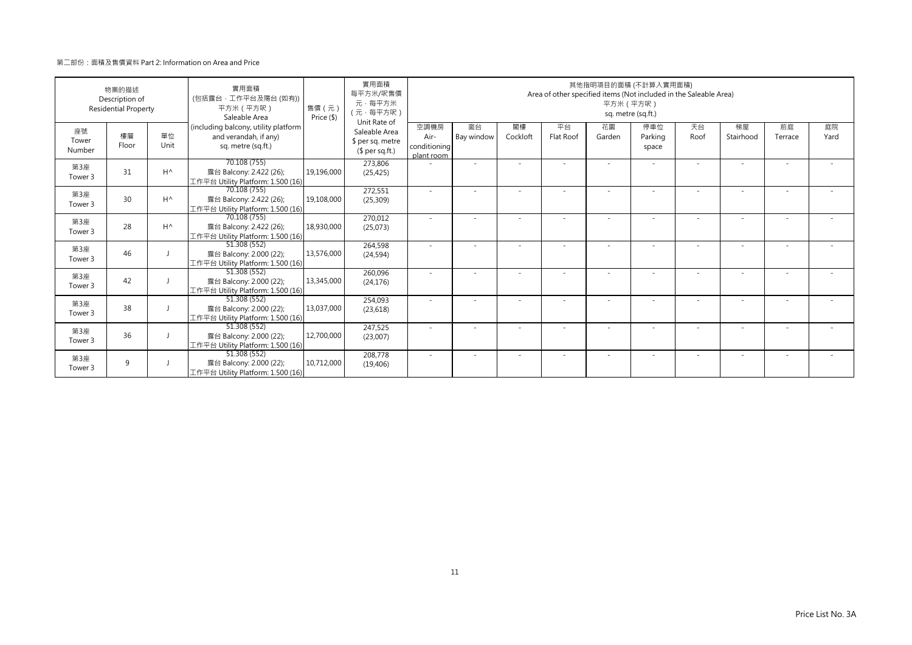第二部份：面積及售價資料 Part 2: Information on Area and Price

| 物業的描述 Description of Residential Property | | | 實用面積 (包括露台，工作平台及陽台 (如有)) 平方米（平方呎） Saleable Area (including balcony, utility platform and verandah, if any) sq. metre (sq.ft.) | 售價（元） Price ($) | 實用面積 每平方米/呎售價 元，每平方米 （元，每平方呎） Unit Rate of Saleable Area $ per sq. metre ($ per sq.ft.) | 其他指明項目的面積 (不計算入實用面積) Area of other specified items (Not included in the Saleable Area) 平方米（平方呎） sq. metre (sq.ft.) | | | | | | | | | |
|---|---|---|---|---|---|---|---|---|---|---|---|---|---|---|---|
| 座號 Tower Number | 樓層 Floor | 單位 Unit | | | | 空調機房 Air-conditioning plant room | 窗台 Bay window | 閣樓 Cockloft | 平台 Flat Roof | 花園 Garden | 停車位 Parking space | 天台 Roof | 梯屋 Stairhood | 前庭 Terrace | 庭院 Yard |
| 第3座 Tower 3 | 31 | H^ | 70.108 (755) 露台 Balcony: 2.422 (26); 工作平台 Utility Platform: 1.500 (16) | 19,196,000 | 273,806 (25,425) | - | - | - | - | - | - | - | - | - | - |
| 第3座 Tower 3 | 30 | H^ | 70.108 (755) 露台 Balcony: 2.422 (26); 工作平台 Utility Platform: 1.500 (16) | 19,108,000 | 272,551 (25,309) | - | - | - | - | - | - | - | - | - | - |
| 第3座 Tower 3 | 28 | H^ | 70.108 (755) 露台 Balcony: 2.422 (26); 工作平台 Utility Platform: 1.500 (16) | 18,930,000 | 270,012 (25,073) | - | - | - | - | - | - | - | - | - | - |
| 第3座 Tower 3 | 46 | J | 51.308 (552) 露台 Balcony: 2.000 (22); 工作平台 Utility Platform: 1.500 (16) | 13,576,000 | 264,598 (24,594) | - | - | - | - | - | - | - | - | - | - |
| 第3座 Tower 3 | 42 | J | 51.308 (552) 露台 Balcony: 2.000 (22); 工作平台 Utility Platform: 1.500 (16) | 13,345,000 | 260,096 (24,176) | - | - | - | - | - | - | - | - | - | - |
| 第3座 Tower 3 | 38 | J | 51.308 (552) 露台 Balcony: 2.000 (22); 工作平台 Utility Platform: 1.500 (16) | 13,037,000 | 254,093 (23,618) | - | - | - | - | - | - | - | - | - | - |
| 第3座 Tower 3 | 36 | J | 51.308 (552) 露台 Balcony: 2.000 (22); 工作平台 Utility Platform: 1.500 (16) | 12,700,000 | 247,525 (23,007) | - | - | - | - | - | - | - | - | - | - |
| 第3座 Tower 3 | 9 | J | 51.308 (552) 露台 Balcony: 2.000 (22); 工作平台 Utility Platform: 1.500 (16) | 10,712,000 | 208,778 (19,406) | - | - | - | - | - | - | - | - | - | - |

Price List No. 3A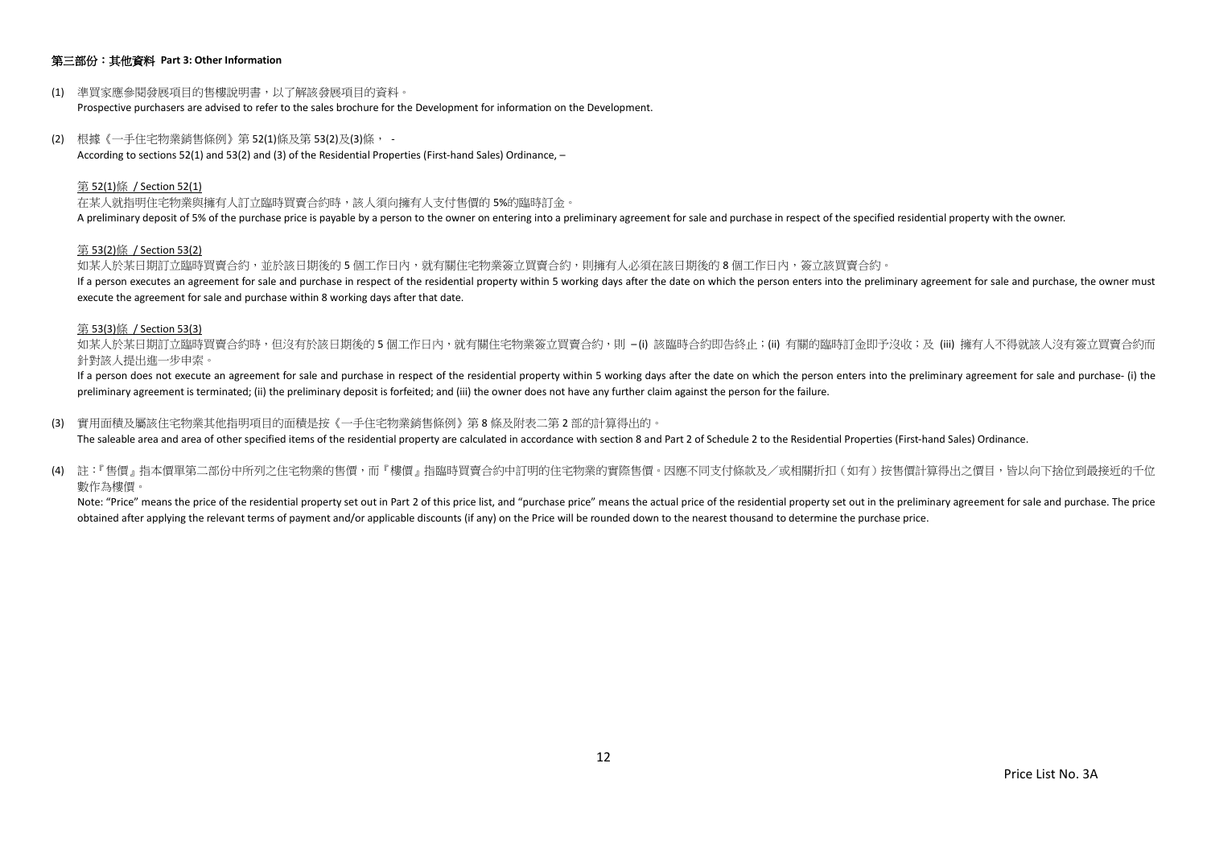### 第三部份：其他資料 Part 3: Other Information

(1) 準買家應參閱發展項目的售樓說明書，以了解該發展項目的資料。
Prospective purchasers are advised to refer to the sales brochure for the Development for information on the Development.

(2) 根據《一手住宅物業銷售條例》第 52(1)條及第 53(2)及(3)條， -
According to sections 52(1) and 53(2) and (3) of the Residential Properties (First-hand Sales) Ordinance, –

第 52(1)條 / Section 52(1)

在某人就指明住宅物業與擁有人訂立臨時買賣合約時，該人須向擁有人支付售價的 5%的臨時訂金。
A preliminary deposit of 5% of the purchase price is payable by a person to the owner on entering into a preliminary agreement for sale and purchase in respect of the specified residential property with the owner.

第 53(2)條 / Section 53(2)

如某人於某日期訂立臨時買賣合約，並於該日期後的 5 個工作日內，就有關住宅物業簽立買賣合約，則擁有人必須在該日期後的 8 個工作日內，簽立該買賣合約。
If a person executes an agreement for sale and purchase in respect of the residential property within 5 working days after the date on which the person enters into the preliminary agreement for sale and purchase, the owner must execute the agreement for sale and purchase within 8 working days after that date.

第 53(3)條 / Section 53(3)

如某人於某日期訂立臨時買賣合約時，但沒有於該日期後的 5 個工作日內，就有關住宅物業簽立買賣合約，則 –(i) 該臨時合約即告終止；(ii) 有關的臨時訂金即予沒收；及 (iii) 擁有人不得就該人沒有簽立買賣合約而針對該人提出進一步申索。
If a person does not execute an agreement for sale and purchase in respect of the residential property within 5 working days after the date on which the person enters into the preliminary agreement for sale and purchase- (i) the preliminary agreement is terminated; (ii) the preliminary deposit is forfeited; and (iii) the owner does not have any further claim against the person for the failure.

(3) 實用面積及屬該住宅物業其他指明項目的面積是按《一手住宅物業銷售條例》第 8 條及附表二第 2 部的計算得出的。
The saleable area and area of other specified items of the residential property are calculated in accordance with section 8 and Part 2 of Schedule 2 to the Residential Properties (First-hand Sales) Ordinance.

(4) 註:『售價』指本價單第二部份中所列之住宅物業的售價，而『樓價』指臨時買賣合約中訂明的住宅物業的實際售價。因應不同支付條款及／或相關折扣（如有）按售價計算得出之價目，皆以向下捨位到最接近的千位數作為樓價。
Note: "Price" means the price of the residential property set out in Part 2 of this price list, and "purchase price" means the actual price of the residential property set out in the preliminary agreement for sale and purchase. The price obtained after applying the relevant terms of payment and/or applicable discounts (if any) on the Price will be rounded down to the nearest thousand to determine the purchase price.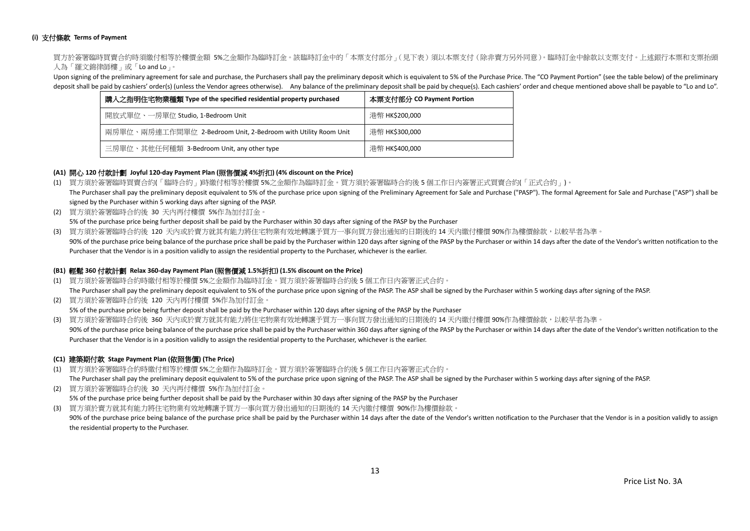### (i) 支付條款 Terms of Payment

買方於簽署臨時買賣合約時須繳付相等於樓價金額 5%之金額作為臨時訂金。該臨時訂金中的「本票支付部分」(見下表) 須以本票支付 (除非賣方另外同意)。臨時訂金中餘款以支票支付。上述銀行本票和支票抬頭人為「羅文錦律師樓」或「Lo and Lo」。

Upon signing of the preliminary agreement for sale and purchase, the Purchasers shall pay the preliminary deposit which is equivalent to 5% of the Purchase Price. The "CO Payment Portion" (see the table below) of the preliminary deposit shall be paid by cashiers' order(s) (unless the Vendor agrees otherwise). Any balance of the preliminary deposit shall be paid by cheque(s). Each cashiers' order and cheque mentioned above shall be payable to "Lo and Lo".

| 購入之指明住宅物業種類 Type of the specified residential property purchased | 本票支付部分 CO Payment Portion |
| --- | --- |
| 開放式單位、一房單位 Studio, 1-Bedroom Unit | 港幣 HK$200,000 |
| 兩房單位、兩房連工作間單位 2-Bedroom Unit, 2-Bedroom with Utility Room Unit | 港幣 HK$300,000 |
| 三房單位、其他任何種類 3-Bedroom Unit, any other type | 港幣 HK$400,000 |

#### (A1) 開心 120 付款計劃 Joyful 120-day Payment Plan (照售價減 4%折扣) (4% discount on the Price)

(1) 買方須於簽署臨時買賣合約(「臨時合約」)時繳付相等於樓價 5%之金額作為臨時訂金。買方須於簽署臨時合約後 5 個工作日內簽署正式買賣合約(「正式合約」)。
The Purchaser shall pay the preliminary deposit equivalent to 5% of the purchase price upon signing of the Preliminary Agreement for Sale and Purchase ("PASP"). The formal Agreement for Sale and Purchase ("ASP") shall be signed by the Purchaser within 5 working days after signing of the PASP.

(2) 買方須於簽署臨時合約後 30 天內再付樓價 5%作為加付訂金。
5% of the purchase price being further deposit shall be paid by the Purchaser within 30 days after signing of the PASP by the Purchaser

(3) 買方須於簽署臨時合約後 120 天內或於賣方就其有能力將住宅物業有效地轉讓予買方一事向買方發出通知的日期後的 14 天內繳付樓價 90%作為樓價餘款，以較早者為準。
90% of the purchase price being balance of the purchase price shall be paid by the Purchaser within 120 days after signing of the PASP by the Purchaser or within 14 days after the date of the Vendor's written notification to the Purchaser that the Vendor is in a position validly to assign the residential property to the Purchaser, whichever is the earlier.

#### (B1) 輕鬆 360 付款計劃 Relax 360-day Payment Plan (照售價減 1.5%折扣) (1.5% discount on the Price)

(1) 買方須於簽署臨時合約時繳付相等於樓價 5%之金額作為臨時訂金。買方須於簽署臨時合約後 5 個工作日內簽署正式合約。
The Purchaser shall pay the preliminary deposit equivalent to 5% of the purchase price upon signing of the PASP. The ASP shall be signed by the Purchaser within 5 working days after signing of the PASP.

(2) 買方須於簽署臨時合約後 120 天內再付樓價 5%作為加付訂金。
5% of the purchase price being further deposit shall be paid by the Purchaser within 120 days after signing of the PASP by the Purchaser

(3) 買方須於簽署臨時合約後 360 天內或於賣方就其有能力將住宅物業有效地轉讓予買方一事向買方發出通知的日期後的 14 天內繳付樓價 90%作為樓價餘款，以較早者為準。
90% of the purchase price being balance of the purchase price shall be paid by the Purchaser within 360 days after signing of the PASP by the Purchaser or within 14 days after the date of the Vendor's written notification to the Purchaser that the Vendor is in a position validly to assign the residential property to the Purchaser, whichever is the earlier.

#### (C1) 建築期付款 Stage Payment Plan (依照售價) (The Price)

(1) 買方須於簽署臨時合約時繳付相等於樓價 5%之金額作為臨時訂金。買方須於簽署臨時合約後 5 個工作日內簽署正式合約。
The Purchaser shall pay the preliminary deposit equivalent to 5% of the purchase price upon signing of the PASP. The ASP shall be signed by the Purchaser within 5 working days after signing of the PASP.

(2) 買方須於簽署臨時合約後 30 天內再付樓價 5%作為加付訂金。
5% of the purchase price being further deposit shall be paid by the Purchaser within 30 days after signing of the PASP by the Purchaser

(3) 買方須於賣方就其有能力將住宅物業有效地轉讓予買方一事向買方發出通知的日期後的 14 天內繳付樓價 90%作為樓價餘款。
90% of the purchase price being balance of the purchase price shall be paid by the Purchaser within 14 days after the date of the Vendor's written notification to the Purchaser that the Vendor is in a position validly to assign the residential property to the Purchaser.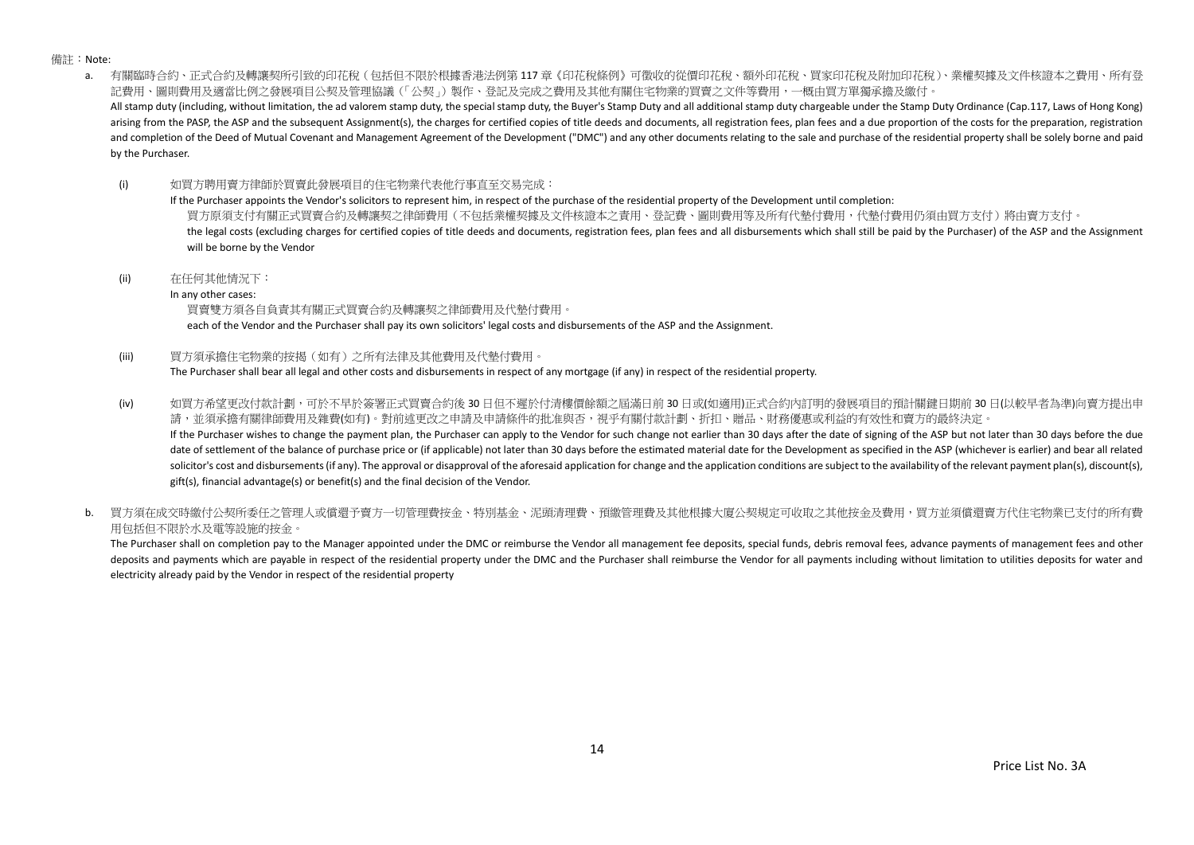備註：Note:

a. 有關臨時合約、正式合約及轉讓契所引致的印花稅（包括但不限於根據香港法例第 117 章《印花稅條例》可徵收的從價印花稅、額外印花稅、買家印花稅及附加印花稅）、業權契據及文件核證本之費用、所有登記費用、圖則費用及適當比例之發展項目公契及管理協議（「公契」）製作、登記及完成之費用及其他有關住宅物業的買賣之文件等費用，一概由買方單獨承擔及繳付。
All stamp duty (including, without limitation, the ad valorem stamp duty, the special stamp duty, the Buyer's Stamp Duty and all additional stamp duty chargeable under the Stamp Duty Ordinance (Cap.117, Laws of Hong Kong) arising from the PASP, the ASP and the subsequent Assignment(s), the charges for certified copies of title deeds and documents, all registration fees, plan fees and a due proportion of the costs for the preparation, registration and completion of the Deed of Mutual Covenant and Management Agreement of the Development ("DMC") and any other documents relating to the sale and purchase of the residential property shall be solely borne and paid by the Purchaser.

(i) 如買方聘用賣方律師於買賣此發展項目的住宅物業代表他行事直至交易完成：
If the Purchaser appoints the Vendor's solicitors to represent him, in respect of the purchase of the residential property of the Development until completion:
買方原須支付有關正式買賣合約及轉讓契之律師費用（不包括業權契據及文件核證本之責用、登記費、圖則費用等及所有代墊付費用，代墊付費用仍須由買方支付）將由賣方支付。
the legal costs (excluding charges for certified copies of title deeds and documents, registration fees, plan fees and all disbursements which shall still be paid by the Purchaser) of the ASP and the Assignment will be borne by the Vendor

(ii) 在任何其他情況下：
In any other cases:
買賣雙方須各自負責其有關正式買賣合約及轉讓契之律師費用及代墊付費用。
each of the Vendor and the Purchaser shall pay its own solicitors' legal costs and disbursements of the ASP and the Assignment.

(iii) 買方須承擔住宅物業的按揭（如有）之所有法律及其他費用及代墊付費用。
The Purchaser shall bear all legal and other costs and disbursements in respect of any mortgage (if any) in respect of the residential property.

(iv) 如買方希望更改付款計劃，可於不早於簽署正式買賣合約後 30 日但不遲於付清樓價餘額之屆滿日前 30 日或(如適用)正式合約內訂明的發展項目的預計關鍵日期前 30 日(以較早者為準)向賣方提出申請，並須承擔有關律師費用及雜費(如有)。對前述更改之申請及申請條件的批准與否，視乎有關付款計劃、折扣、贈品、財務優惠或利益的有效性和賣方的最終決定。
If the Purchaser wishes to change the payment plan, the Purchaser can apply to the Vendor for such change not earlier than 30 days after the date of signing of the ASP but not later than 30 days before the due date of settlement of the balance of purchase price or (if applicable) not later than 30 days before the estimated material date for the Development as specified in the ASP (whichever is earlier) and bear all related solicitor's cost and disbursements (if any). The approval or disapproval of the aforesaid application for change and the application conditions are subject to the availability of the relevant payment plan(s), discount(s), gift(s), financial advantage(s) or benefit(s) and the final decision of the Vendor.

b. 買方須在成交時繳付公契所委任之管理人或償還予賣方一切管理費按金、特別基金、泥頭清理費、預繳管理費及其他根據大廈公契規定可收取之其他按金及費用，買方並須償還賣方代住宅物業已支付的所有費用包括但不限於水及電等設施的按金。
The Purchaser shall on completion pay to the Manager appointed under the DMC or reimburse the Vendor all management fee deposits, special funds, debris removal fees, advance payments of management fees and other deposits and payments which are payable in respect of the residential property under the DMC and the Purchaser shall reimburse the Vendor for all payments including without limitation to utilities deposits for water and electricity already paid by the Vendor in respect of the residential property

Price List No. 3A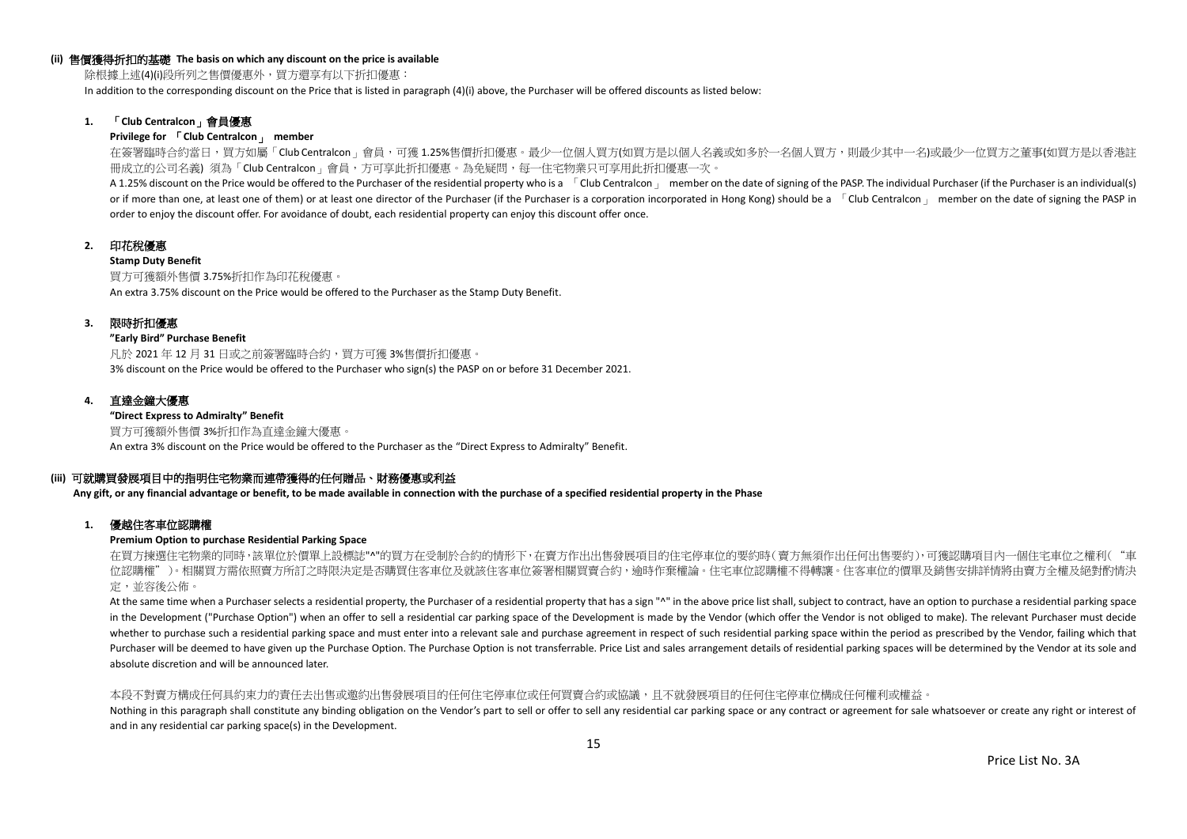### (ii) 售價獲得折扣的基礎 The basis on which any discount on the price is available

除根據上述(4)(i)段所列之售價優惠外，買方還享有以下折扣優惠：

In addition to the corresponding discount on the Price that is listed in paragraph (4)(i) above, the Purchaser will be offered discounts as listed below:

**1. 「Club Centralcon」會員優惠**

**Privilege for 「Club Centralcon」 member**

在簽署臨時合約當日，買方如屬「Club Centralcon」會員，可獲 1.25%售價折扣優惠。最少一位個人買方(如買方是以個人名義或如多於一名個人買方，則最少其中一名)或最少一位買方之董事(如買方是以香港註冊成立的公司名義) 須為「Club Centralcon」會員，方可享此折扣優惠。為免疑問，每一住宅物業只可享用此折扣優惠一次。

A 1.25% discount on the Price would be offered to the Purchaser of the residential property who is a 「Club Centralcon」 member on the date of signing of the PASP. The individual Purchaser (if the Purchaser is an individual(s) or if more than one, at least one of them) or at least one director of the Purchaser (if the Purchaser is a corporation incorporated in Hong Kong) should be a 「Club Centralcon」 member on the date of signing the PASP in order to enjoy the discount offer. For avoidance of doubt, each residential property can enjoy this discount offer once.

**2. 印花稅優惠**

**Stamp Duty Benefit**

買方可獲額外售價 3.75%折扣作為印花稅優惠。

An extra 3.75% discount on the Price would be offered to the Purchaser as the Stamp Duty Benefit.

**3. 限時折扣優惠**

**"Early Bird" Purchase Benefit**

凡於 2021 年 12 月 31 日或之前簽署臨時合約，買方可獲 3%售價折扣優惠。

3% discount on the Price would be offered to the Purchaser who sign(s) the PASP on or before 31 December 2021.

**4. 直達金鐘大優惠**

**"Direct Express to Admiralty" Benefit**

買方可獲額外售價 3%折扣作為直達金鐘大優惠。

An extra 3% discount on the Price would be offered to the Purchaser as the "Direct Express to Admiralty" Benefit.

### (iii) 可就購買發展項目中的指明住宅物業而連帶獲得的任何贈品、財務優惠或利益

**Any gift, or any financial advantage or benefit, to be made available in connection with the purchase of a specified residential property in the Phase**

**1. 優越住客車位認購權**

**Premium Option to purchase Residential Parking Space**

在買方揀選住宅物業的同時，該單位於價單上設標誌"^"的買方在受制於合約的情形下，在賣方作出出售發展項目的住宅停車位的要約時(賣方無須作出任何出售要約)，可獲認購項目內一個住宅車位之權利("車位認購權")。相關買方需依照賣方所訂之時限決定是否購買住客車位及就該住客車位簽署相關買賣合約，逾時作棄權論。住宅車位認購權不得轉讓。住客車位的價單及銷售安排詳情將由賣方全權及絕對酌情決定，並容後公佈。

At the same time when a Purchaser selects a residential property, the Purchaser of a residential property that has a sign "^" in the above price list shall, subject to contract, have an option to purchase a residential parking space in the Development ("Purchase Option") when an offer to sell a residential car parking space of the Development is made by the Vendor (which offer the Vendor is not obliged to make). The relevant Purchaser must decide whether to purchase such a residential parking space and must enter into a relevant sale and purchase agreement in respect of such residential parking space within the period as prescribed by the Vendor, failing which that Purchaser will be deemed to have given up the Purchase Option. The Purchase Option is not transferrable. Price List and sales arrangement details of residential parking spaces will be determined by the Vendor at its sole and absolute discretion and will be announced later.

本段不對賣方構成任何具約束力的責任去出售或邀約出售發展項目的任何住宅停車位或任何買賣合約或協議，且不就發展項目的任何住宅停車位構成任何權利或權益。

Nothing in this paragraph shall constitute any binding obligation on the Vendor's part to sell or offer to sell any residential car parking space or any contract or agreement for sale whatsoever or create any right or interest of and in any residential car parking space(s) in the Development.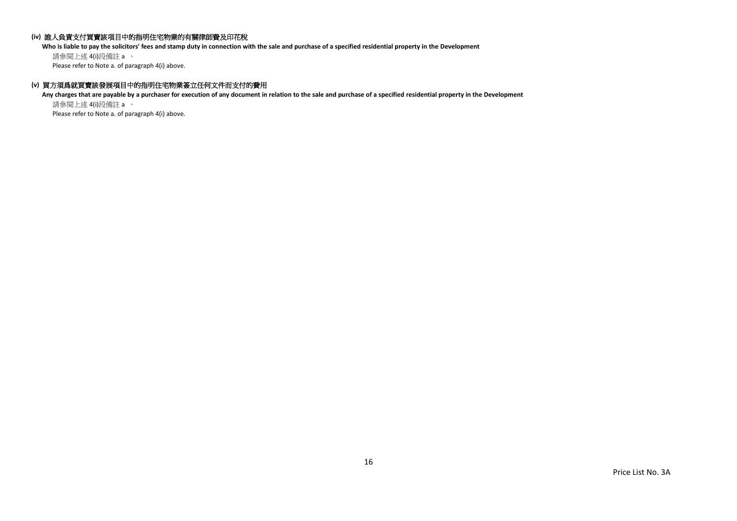**(iv) 誰人負責支付買賣該項目中的指明住宅物業的有關律師費及印花稅**

**Who is liable to pay the solicitors' fees and stamp duty in connection with the sale and purchase of a specified residential property in the Development**

請參閱上述 4(i)段備註 a 。

Please refer to Note a. of paragraph 4(i) above.

**(v) 買方須爲就買賣該發展項目中的指明住宅物業簽立任何文件而支付的費用**

**Any charges that are payable by a purchaser for execution of any document in relation to the sale and purchase of a specified residential property in the Development**

請參閱上述 4(i)段備註 a 。

Please refer to Note a. of paragraph 4(i) above.

Price List No. 3A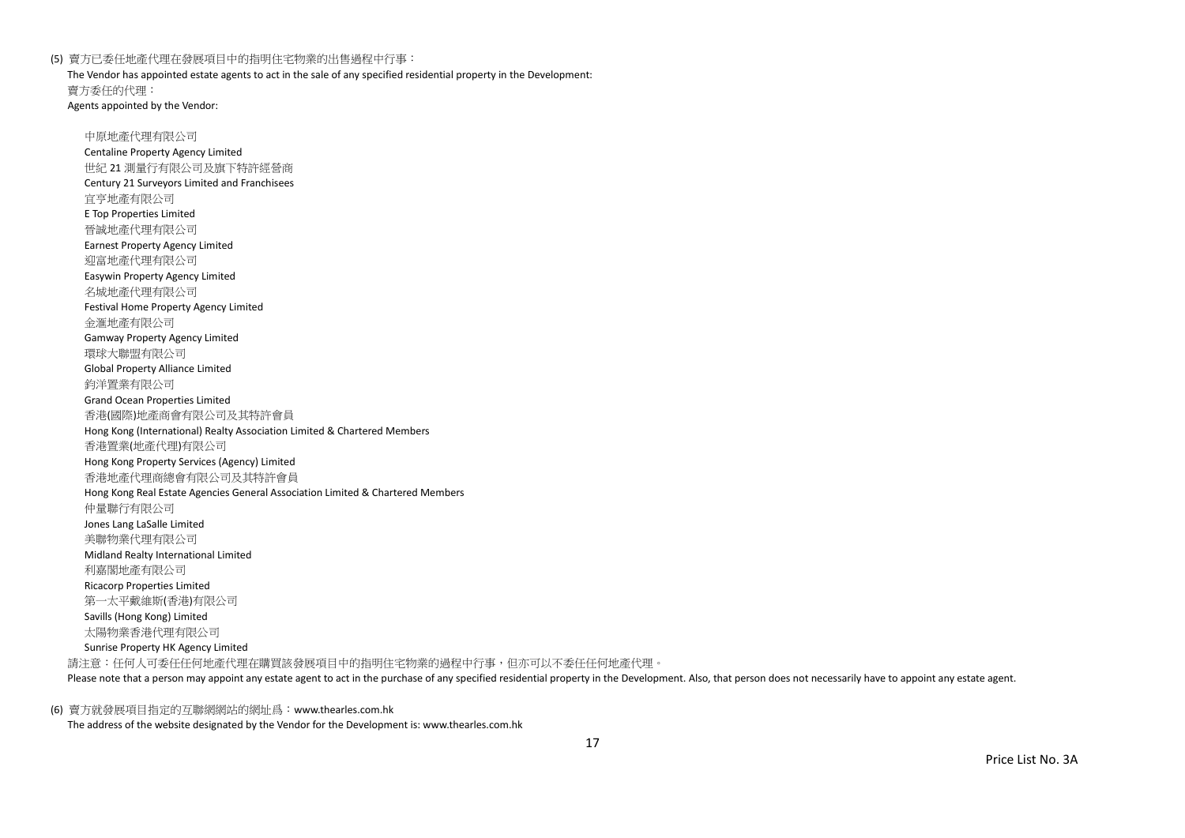(5) 賣方已委任地產代理在發展項目中的指明住宅物業的出售過程中行事：

The Vendor has appointed estate agents to act in the sale of any specified residential property in the Development:

賣方委任的代理：

Agents appointed by the Vendor:

中原地產代理有限公司
Centaline Property Agency Limited

世紀 21 測量行有限公司及旗下特許經營商
Century 21 Surveyors Limited and Franchisees

宜亨地產有限公司
E Top Properties Limited

晉誠地產代理有限公司
Earnest Property Agency Limited

迎富地產代理有限公司
Easywin Property Agency Limited

名城地產代理有限公司
Festival Home Property Agency Limited

金滙地產有限公司
Gamway Property Agency Limited

環球大聯盟有限公司
Global Property Alliance Limited

鈞洋置業有限公司
Grand Ocean Properties Limited

香港(國際)地產商會有限公司及其特許會員
Hong Kong (International) Realty Association Limited & Chartered Members

香港置業(地產代理)有限公司
Hong Kong Property Services (Agency) Limited

香港地產代理商總會有限公司及其特許會員
Hong Kong Real Estate Agencies General Association Limited & Chartered Members

仲量聯行有限公司
Jones Lang LaSalle Limited

美聯物業代理有限公司
Midland Realty International Limited

利嘉閣地產有限公司
Ricacorp Properties Limited

第一太平戴維斯(香港)有限公司
Savills (Hong Kong) Limited

太陽物業香港代理有限公司
Sunrise Property HK Agency Limited

請注意：任何人可委任任何地產代理在購買該發展項目中的指明住宅物業的過程中行事，但亦可以不委任任何地產代理。

Please note that a person may appoint any estate agent to act in the purchase of any specified residential property in the Development. Also, that person does not necessarily have to appoint any estate agent.

(6) 賣方就發展項目指定的互聯網網站的網址爲：www.thearles.com.hk

The address of the website designated by the Vendor for the Development is: www.thearles.com.hk

Price List No. 3A